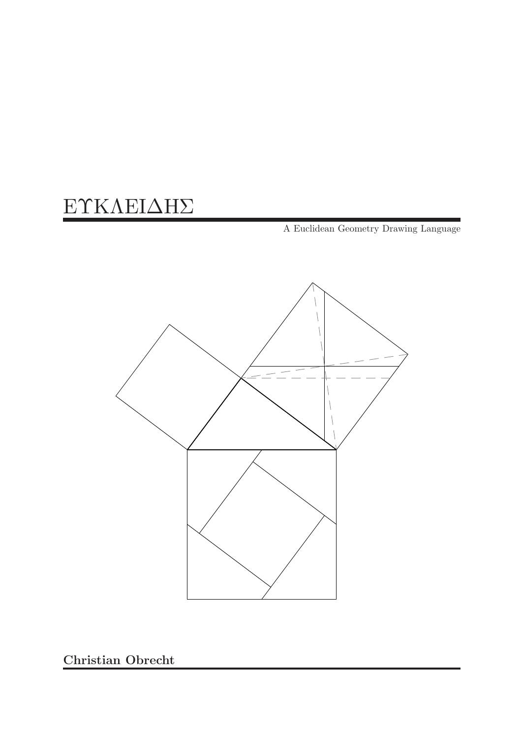# ΕΥΚΛΕΙΔΗΣ

A Euclidean Geometry Drawing Language

**Christian Obrecht**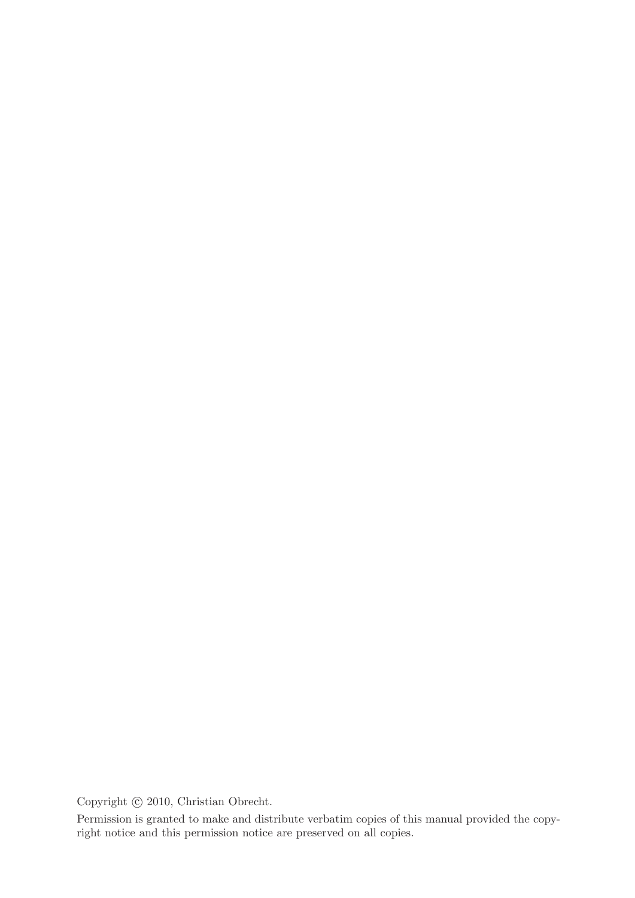Copyright © 2010, Christian Obrecht.

Permission is granted to make and distribute verbatim copies of this manual provided the copyright notice and this permission notice are preserved on all copies.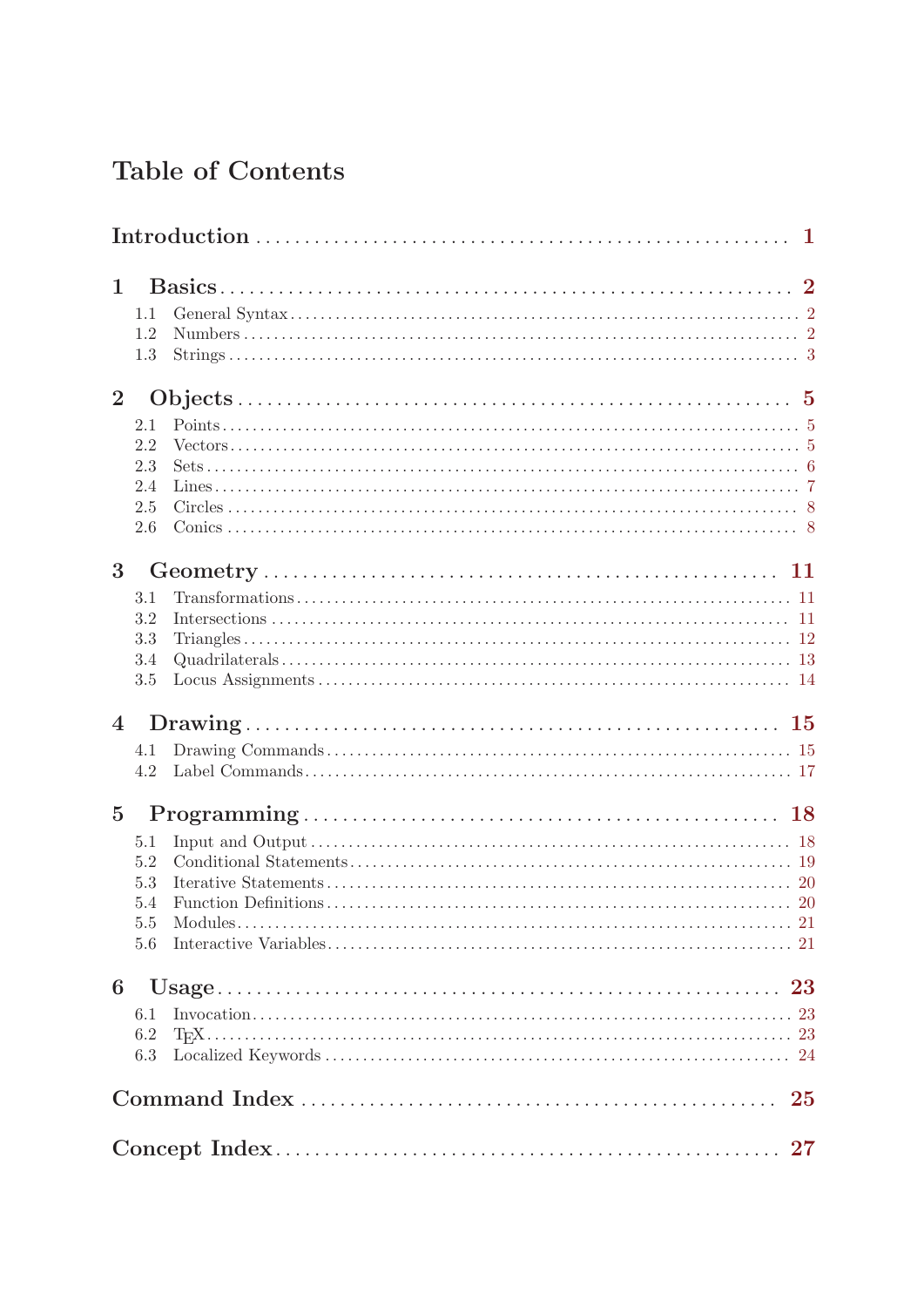# Table of Contents

**Introduction** ........ **1**

**1 Basics** ........ **2**

- 1.1 General Syntax ........ 2
- 1.2 Numbers ........ 2
- 1.3 Strings ........ 3

**2 Objects** ........ **5**

- 2.1 Points ........ 5
- 2.2 Vectors ........ 5
- 2.3 Sets ........ 6
- 2.4 Lines ........ 7
- 2.5 Circles ........ 8
- 2.6 Conics ........ 8

**3 Geometry** ........ **11**

- 3.1 Transformations ........ 11
- 3.2 Intersections ........ 11
- 3.3 Triangles ........ 12
- 3.4 Quadrilaterals ........ 13
- 3.5 Locus Assignments ........ 14

**4 Drawing** ........ **15**

- 4.1 Drawing Commands ........ 15
- 4.2 Label Commands ........ 17

**5 Programming** ........ **18**

- 5.1 Input and Output ........ 18
- 5.2 Conditional Statements ........ 19
- 5.3 Iterative Statements ........ 20
- 5.4 Function Definitions ........ 20
- 5.5 Modules ........ 21
- 5.6 Interactive Variables ........ 21

**6 Usage** ........ **23**

- 6.1 Invocation ........ 23
- 6.2 TeX ........ 23
- 6.3 Localized Keywords ........ 24

**Command Index** ........ **25**

**Concept Index** ........ **27**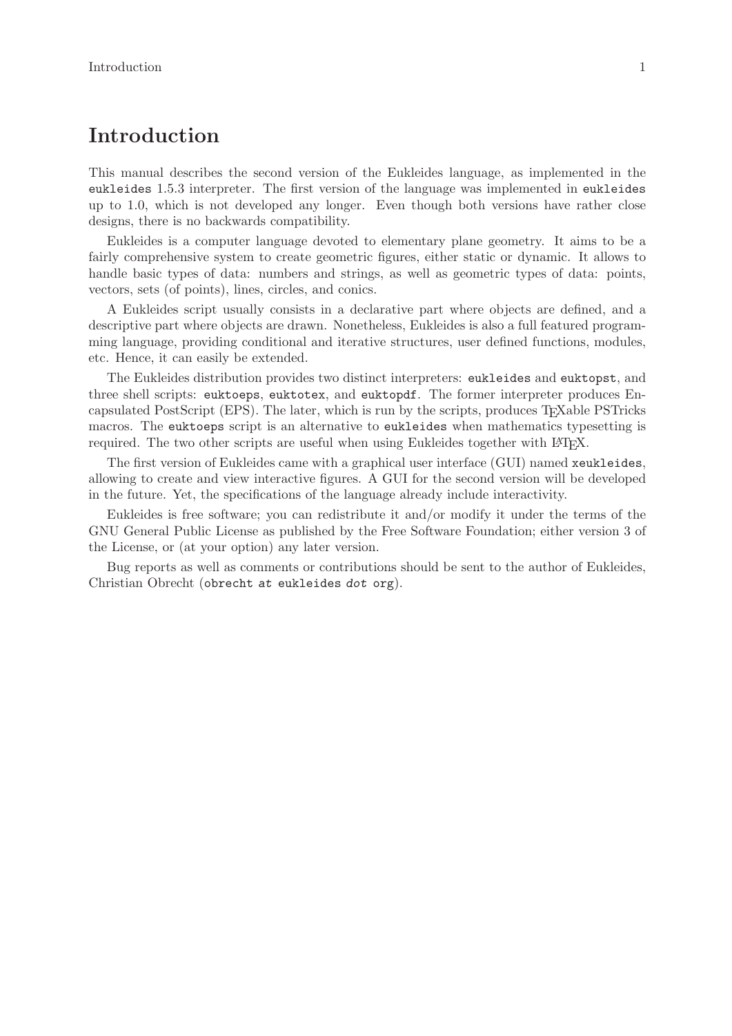# Introduction

This manual describes the second version of the Eukleides language, as implemented in the `eukleides` 1.5.3 interpreter. The first version of the language was implemented in `eukleides` up to 1.0, which is not developed any longer. Even though both versions have rather close designs, there is no backwards compatibility.

Eukleides is a computer language devoted to elementary plane geometry. It aims to be a fairly comprehensive system to create geometric figures, either static or dynamic. It allows to handle basic types of data: numbers and strings, as well as geometric types of data: points, vectors, sets (of points), lines, circles, and conics.

A Eukleides script usually consists in a declarative part where objects are defined, and a descriptive part where objects are drawn. Nonetheless, Eukleides is also a full featured programming language, providing conditional and iterative structures, user defined functions, modules, etc. Hence, it can easily be extended.

The Eukleides distribution provides two distinct interpreters: `eukleides` and `euktopst`, and three shell scripts: `euktoeps`, `euktotex`, and `euktopdf`. The former interpreter produces Encapsulated PostScript (EPS). The later, which is run by the scripts, produces TEXable PSTricks macros. The `euktoeps` script is an alternative to `eukleides` when mathematics typesetting is required. The two other scripts are useful when using Eukleides together with LATEX.

The first version of Eukleides came with a graphical user interface (GUI) named `xeukleides`, allowing to create and view interactive figures. A GUI for the second version will be developed in the future. Yet, the specifications of the language already include interactivity.

Eukleides is free software; you can redistribute it and/or modify it under the terms of the GNU General Public License as published by the Free Software Foundation; either version 3 of the License, or (at your option) any later version.

Bug reports as well as comments or contributions should be sent to the author of Eukleides, Christian Obrecht (`obrecht` *at* `eukleides` *dot* `org`).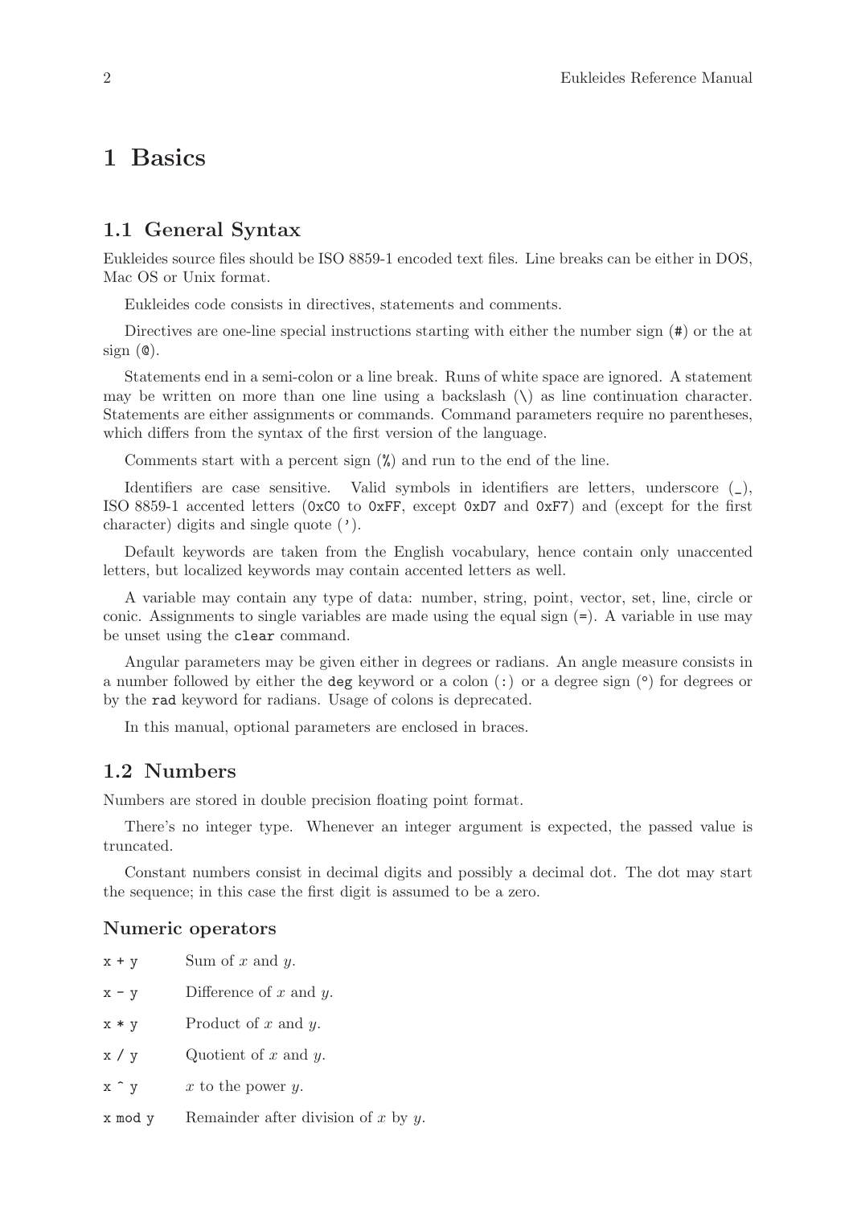# 1 Basics

## 1.1 General Syntax

Eukleides source files should be ISO 8859-1 encoded text files. Line breaks can be either in DOS, Mac OS or Unix format.

Eukleides code consists in directives, statements and comments.

Directives are one-line special instructions starting with either the number sign (`#`) or the at sign (`@`).

Statements end in a semi-colon or a line break. Runs of white space are ignored. A statement may be written on more than one line using a backslash (`\`) as line continuation character. Statements are either assignments or commands. Command parameters require no parentheses, which differs from the syntax of the first version of the language.

Comments start with a percent sign (`%`) and run to the end of the line.

Identifiers are case sensitive. Valid symbols in identifiers are letters, underscore (`_`), ISO 8859-1 accented letters (`0xC0` to `0xFF`, except `0xD7` and `0xF7`) and (except for the first character) digits and single quote (`'`).

Default keywords are taken from the English vocabulary, hence contain only unaccented letters, but localized keywords may contain accented letters as well.

A variable may contain any type of data: number, string, point, vector, set, line, circle or conic. Assignments to single variables are made using the equal sign (`=`). A variable in use may be unset using the `clear` command.

Angular parameters may be given either in degrees or radians. An angle measure consists in a number followed by either the `deg` keyword or a colon (`:`) or a degree sign (°) for degrees or by the `rad` keyword for radians. Usage of colons is deprecated.

In this manual, optional parameters are enclosed in braces.

## 1.2 Numbers

Numbers are stored in double precision floating point format.

There's no integer type. Whenever an integer argument is expected, the passed value is truncated.

Constant numbers consist in decimal digits and possibly a decimal dot. The dot may start the sequence; in this case the first digit is assumed to be a zero.

### Numeric operators

`x + y` Sum of $x$ and $y$.

`x - y` Difference of $x$ and $y$.

`x * y` Product of $x$ and $y$.

`x / y` Quotient of $x$ and $y$.

`x ^ y` $x$ to the power $y$.

`x mod y` Remainder after division of $x$ by $y$.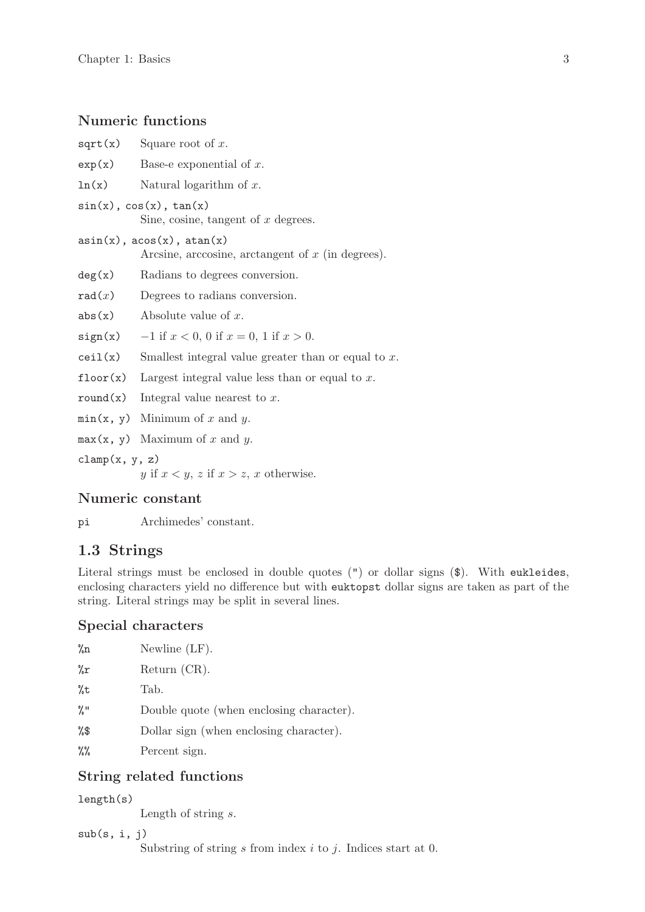### Numeric functions

`sqrt(x)` Square root of $x$.

`exp(x)` Base-e exponential of $x$.

`ln(x)` Natural logarithm of $x$.

`sin(x), cos(x), tan(x)`
: Sine, cosine, tangent of $x$ degrees.

`asin(x), acos(x), atan(x)`
: Arcsine, arccosine, arctangent of $x$ (in degrees).

`deg(x)` Radians to degrees conversion.

`rad(x)` Degrees to radians conversion.

`abs(x)` Absolute value of $x$.

`sign(x)` $-1$ if $x < 0$, $0$ if $x = 0$, $1$ if $x > 0$.

`ceil(x)` Smallest integral value greater than or equal to $x$.

`floor(x)` Largest integral value less than or equal to $x$.

`round(x)` Integral value nearest to $x$.

`min(x, y)` Minimum of $x$ and $y$.

`max(x, y)` Maximum of $x$ and $y$.

`clamp(x, y, z)`
: $y$ if $x < y$, $z$ if $x > z$, $x$ otherwise.

### Numeric constant

`pi` Archimedes' constant.

## 1.3 Strings

Literal strings must be enclosed in double quotes (") or dollar signs ($). With `eukleides`, enclosing characters yield no difference but with `euktopst` dollar signs are taken as part of the string. Literal strings may be split in several lines.

### Special characters

`%n` Newline (LF).

`%r` Return (CR).

`%t` Tab.

`%"` Double quote (when enclosing character).

`%$` Dollar sign (when enclosing character).

`%%` Percent sign.

### String related functions

`length(s)`
: Length of string $s$.

`sub(s, i, j)`
: Substring of string $s$ from index $i$ to $j$. Indices start at 0.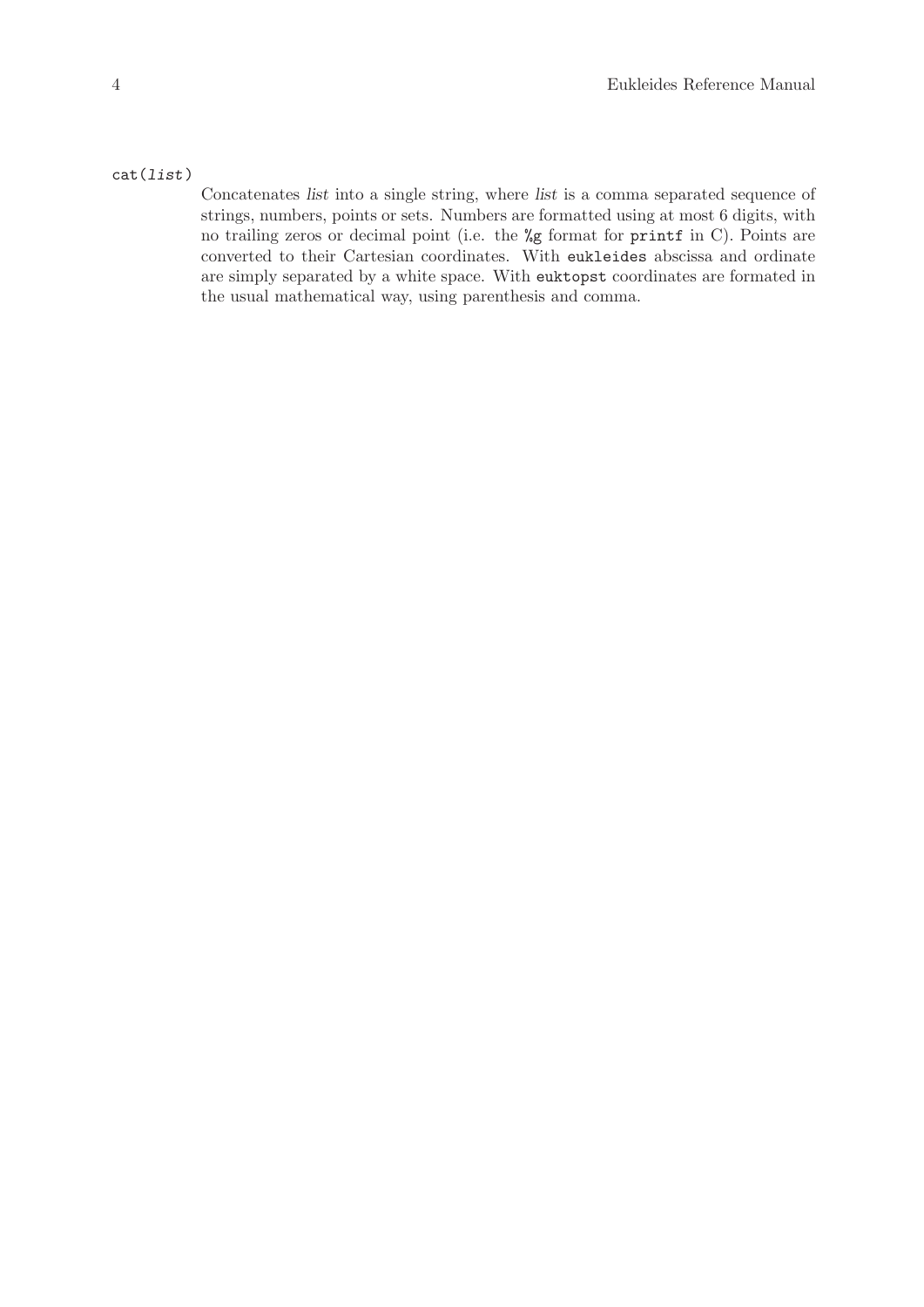`cat(list)`

Concatenates *list* into a single string, where *list* is a comma separated sequence of strings, numbers, points or sets. Numbers are formatted using at most 6 digits, with no trailing zeros or decimal point (i.e. the `%g` format for `printf` in C). Points are converted to their Cartesian coordinates. With `eukleides` abscissa and ordinate are simply separated by a white space. With `euktopst` coordinates are formated in the usual mathematical way, using parenthesis and comma.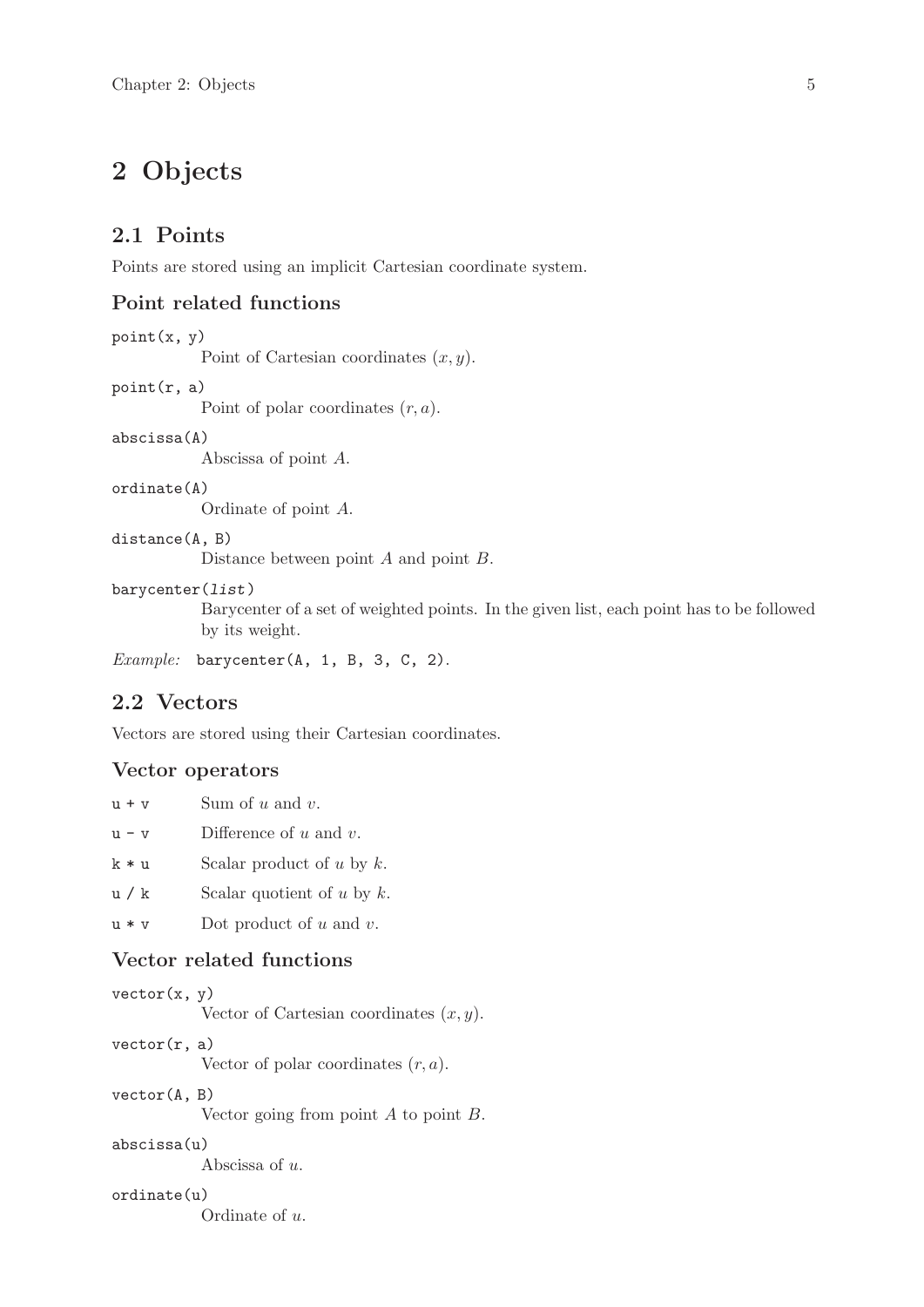# 2 Objects

## 2.1 Points

Points are stored using an implicit Cartesian coordinate system.

### Point related functions

`point(x, y)`
: Point of Cartesian coordinates $(x, y)$.

`point(r, a)`
: Point of polar coordinates $(r, a)$.

`abscissa(A)`
: Abscissa of point $A$.

`ordinate(A)`
: Ordinate of point $A$.

`distance(A, B)`
: Distance between point $A$ and point $B$.

`barycenter(list)`
: Barycenter of a set of weighted points. In the given list, each point has to be followed by its weight.

*Example:* `barycenter(A, 1, B, 3, C, 2)`.

## 2.2 Vectors

Vectors are stored using their Cartesian coordinates.

### Vector operators

`u + v`
: Sum of $u$ and $v$.

`u - v`
: Difference of $u$ and $v$.

`k * u`
: Scalar product of $u$ by $k$.

`u / k`
: Scalar quotient of $u$ by $k$.

`u * v`
: Dot product of $u$ and $v$.

### Vector related functions

`vector(x, y)`
: Vector of Cartesian coordinates $(x, y)$.

`vector(r, a)`
: Vector of polar coordinates $(r, a)$.

`vector(A, B)`
: Vector going from point $A$ to point $B$.

`abscissa(u)`
: Abscissa of $u$.

`ordinate(u)`
: Ordinate of $u$.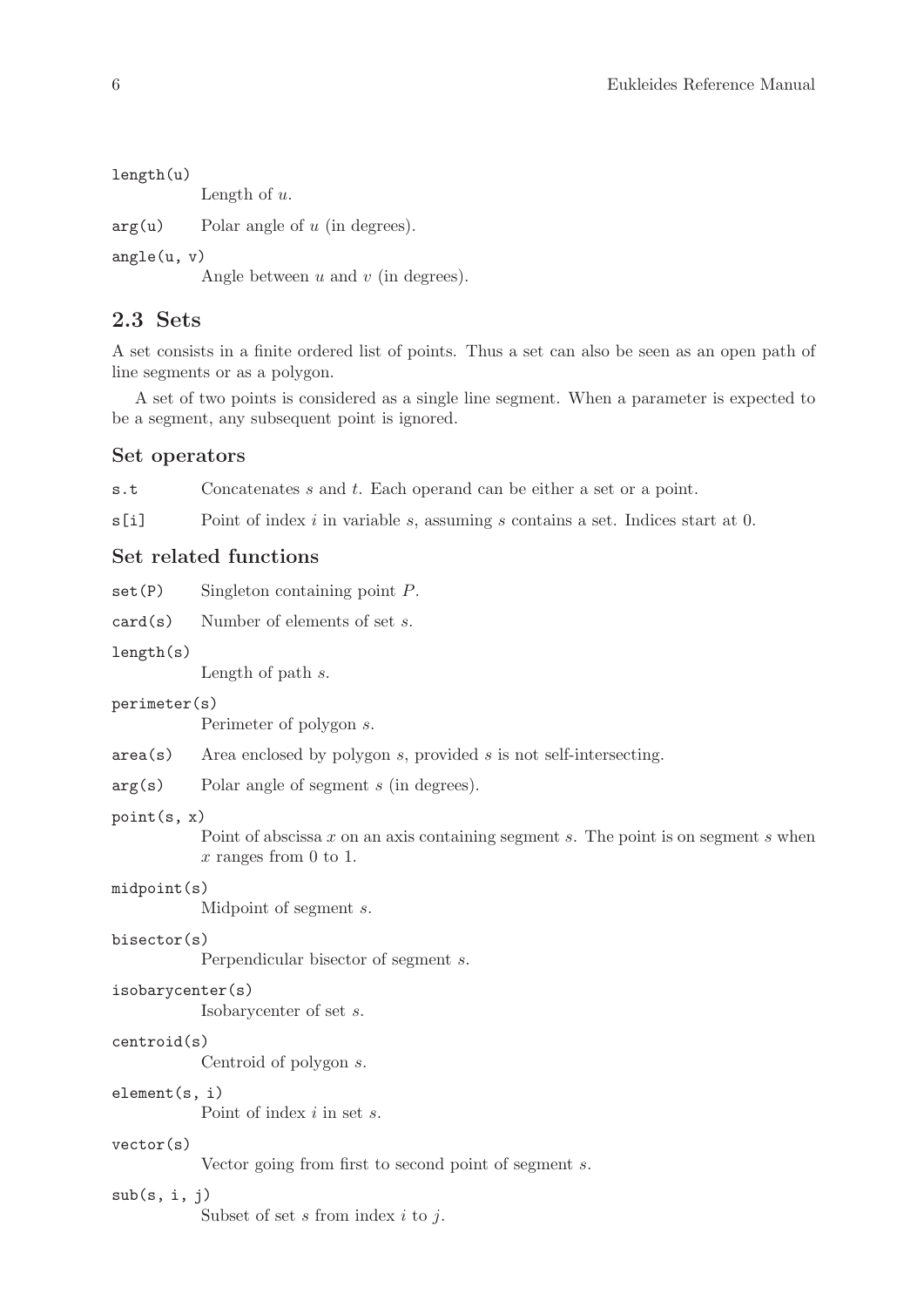`length(u)`
Length of $u$.

`arg(u)` Polar angle of $u$ (in degrees).

`angle(u, v)`
Angle between $u$ and $v$ (in degrees).

## 2.3 Sets

A set consists in a finite ordered list of points. Thus a set can also be seen as an open path of line segments or as a polygon.

A set of two points is considered as a single line segment. When a parameter is expected to be a segment, any subsequent point is ignored.

### Set operators

`s.t` Concatenates $s$ and $t$. Each operand can be either a set or a point.

`s[i]` Point of index $i$ in variable $s$, assuming $s$ contains a set. Indices start at 0.

### Set related functions

`set(P)` Singleton containing point $P$.

`card(s)` Number of elements of set $s$.

`length(s)`
Length of path $s$.

`perimeter(s)`
Perimeter of polygon $s$.

`area(s)` Area enclosed by polygon $s$, provided $s$ is not self-intersecting.

`arg(s)` Polar angle of segment $s$ (in degrees).

`point(s, x)`
Point of abscissa $x$ on an axis containing segment $s$. The point is on segment $s$ when $x$ ranges from 0 to 1.

`midpoint(s)`
Midpoint of segment $s$.

`bisector(s)`
Perpendicular bisector of segment $s$.

`isobarycenter(s)`
Isobarycenter of set $s$.

`centroid(s)`
Centroid of polygon $s$.

`element(s, i)`
Point of index $i$ in set $s$.

`vector(s)`
Vector going from first to second point of segment $s$.

`sub(s, i, j)`
Subset of set $s$ from index $i$ to $j$.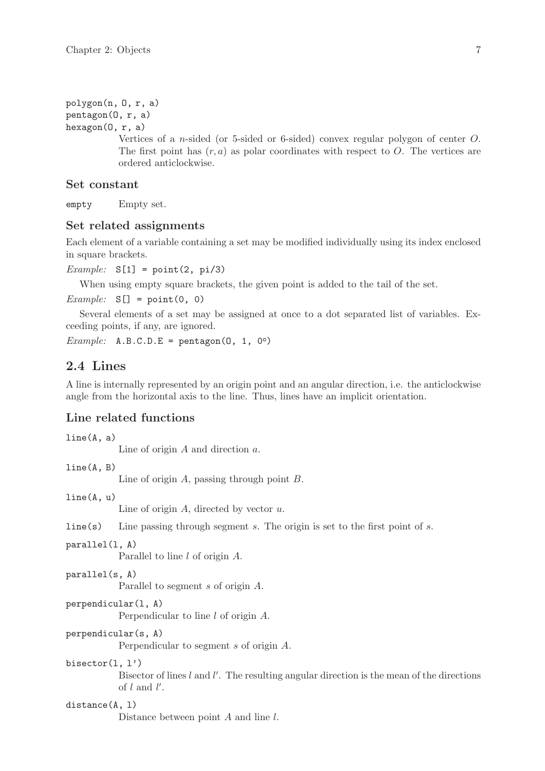`polygon(n, O, r, a)`
`pentagon(O, r, a)`
`hexagon(O, r, a)`

Vertices of a $n$-sided (or 5-sided or 6-sided) convex regular polygon of center $O$. The first point has $(r, a)$ as polar coordinates with respect to $O$. The vertices are ordered anticlockwise.

### Set constant

`empty` Empty set.

### Set related assignments

Each element of a variable containing a set may be modified individually using its index enclosed in square brackets.

*Example:* `S[1] = point(2, pi/3)`

When using empty square brackets, the given point is added to the tail of the set.

*Example:* `S[] = point(0, 0)`

Several elements of a set may be assigned at once to a dot separated list of variables. Exceeding points, if any, are ignored.

*Example:* `A.B.C.D.E = pentagon(O, 1, 0°)`

## 2.4 Lines

A line is internally represented by an origin point and an angular direction, i.e. the anticlockwise angle from the horizontal axis to the line. Thus, lines have an implicit orientation.

### Line related functions

`line(A, a)`
Line of origin $A$ and direction $a$.

`line(A, B)`
Line of origin $A$, passing through point $B$.

`line(A, u)`
Line of origin $A$, directed by vector $u$.

`line(s)` Line passing through segment $s$. The origin is set to the first point of $s$.

`parallel(l, A)`
Parallel to line $l$ of origin $A$.

`parallel(s, A)`
Parallel to segment $s$ of origin $A$.

`perpendicular(l, A)`
Perpendicular to line $l$ of origin $A$.

`perpendicular(s, A)`
Perpendicular to segment $s$ of origin $A$.

`bisector(l, l')`
Bisector of lines $l$ and $l'$. The resulting angular direction is the mean of the directions of $l$ and $l'$.

`distance(A, l)`
Distance between point $A$ and line $l$.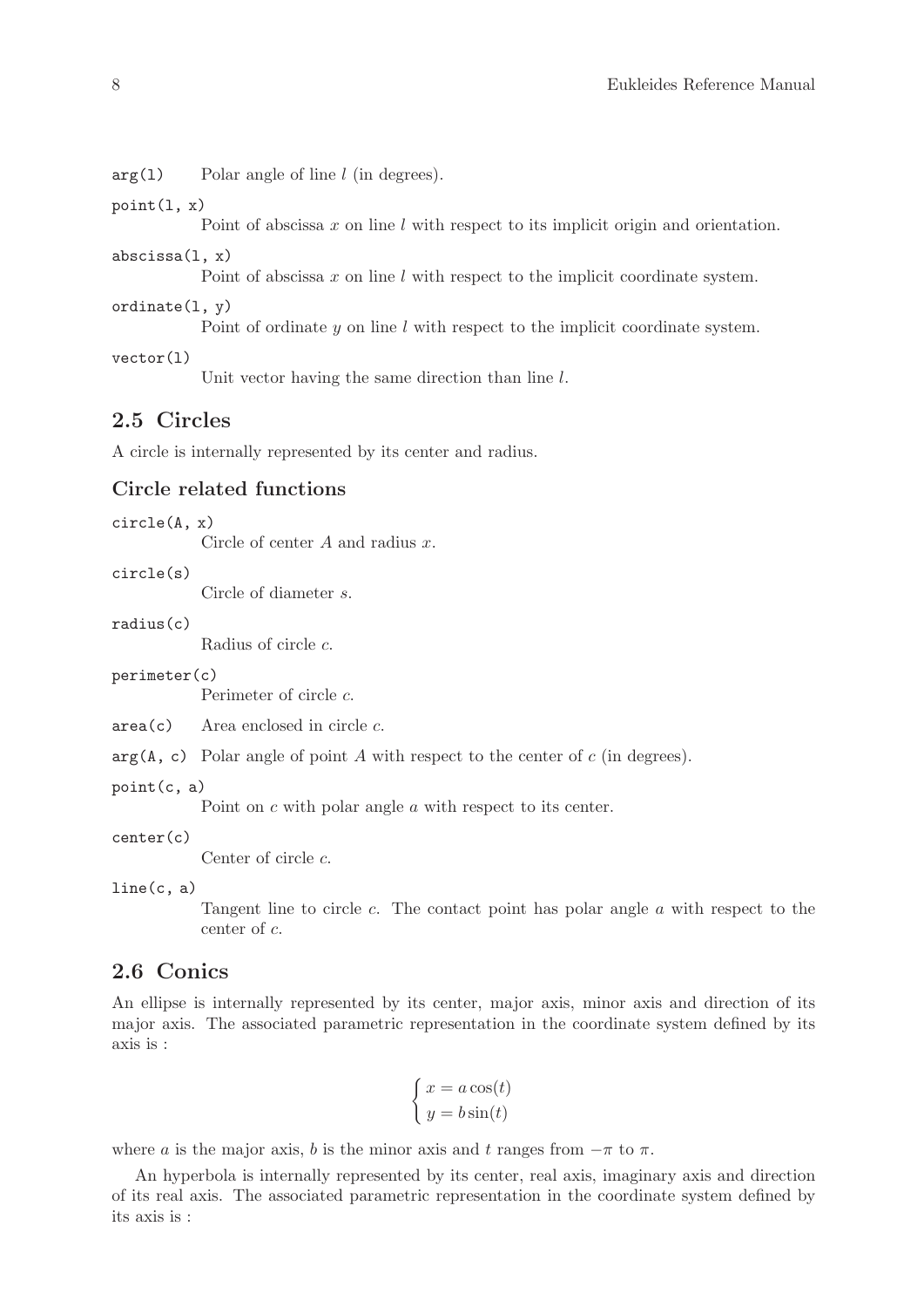`arg(l)` Polar angle of line $l$ (in degrees).

`point(l, x)`
Point of abscissa $x$ on line $l$ with respect to its implicit origin and orientation.

`abscissa(l, x)`
Point of abscissa $x$ on line $l$ with respect to the implicit coordinate system.

`ordinate(l, y)`
Point of ordinate $y$ on line $l$ with respect to the implicit coordinate system.

`vector(l)`
Unit vector having the same direction than line $l$.

## 2.5 Circles

A circle is internally represented by its center and radius.

### Circle related functions

`circle(A, x)`
Circle of center $A$ and radius $x$.

`circle(s)`
Circle of diameter $s$.

`radius(c)`
Radius of circle $c$.

`perimeter(c)`
Perimeter of circle $c$.

`area(c)` Area enclosed in circle $c$.

`arg(A, c)` Polar angle of point $A$ with respect to the center of $c$ (in degrees).

`point(c, a)`
Point on $c$ with polar angle $a$ with respect to its center.

`center(c)`
Center of circle $c$.

`line(c, a)`
Tangent line to circle $c$. The contact point has polar angle $a$ with respect to the center of $c$.

## 2.6 Conics

An ellipse is internally represented by its center, major axis, minor axis and direction of its major axis. The associated parametric representation in the coordinate system defined by its axis is :

$$\begin{cases} x = a\cos(t) \\ y = b\sin(t) \end{cases}$$

where $a$ is the major axis, $b$ is the minor axis and $t$ ranges from $-\pi$ to $\pi$.

An hyperbola is internally represented by its center, real axis, imaginary axis and direction of its real axis. The associated parametric representation in the coordinate system defined by its axis is :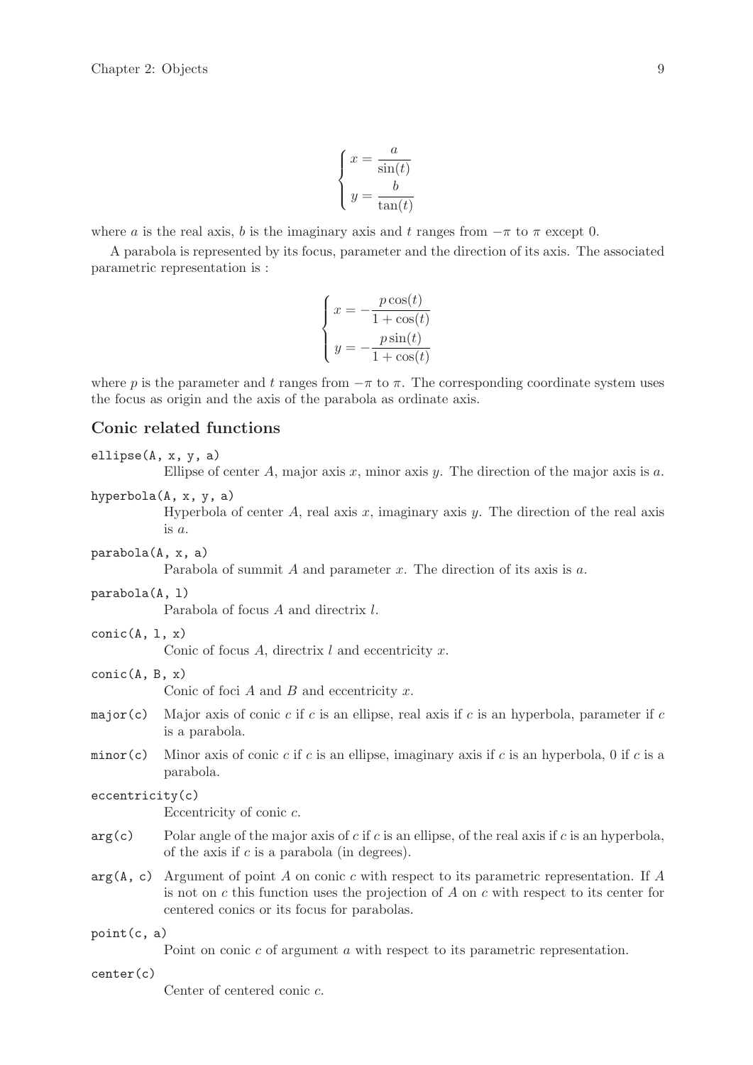$$\begin{cases} x = \dfrac{a}{\sin(t)} \\ y = \dfrac{b}{\tan(t)} \end{cases}$$

where $a$ is the real axis, $b$ is the imaginary axis and $t$ ranges from $-\pi$ to $\pi$ except 0.

A parabola is represented by its focus, parameter and the direction of its axis. The associated parametric representation is :

$$\begin{cases} x = -\dfrac{p\cos(t)}{1+\cos(t)} \\ y = -\dfrac{p\sin(t)}{1+\cos(t)} \end{cases}$$

where $p$ is the parameter and $t$ ranges from $-\pi$ to $\pi$. The corresponding coordinate system uses the focus as origin and the axis of the parabola as ordinate axis.

## Conic related functions

`ellipse(A, x, y, a)`
: Ellipse of center $A$, major axis $x$, minor axis $y$. The direction of the major axis is $a$.

`hyperbola(A, x, y, a)`
: Hyperbola of center $A$, real axis $x$, imaginary axis $y$. The direction of the real axis is $a$.

`parabola(A, x, a)`
: Parabola of summit $A$ and parameter $x$. The direction of its axis is $a$.

`parabola(A, l)`
: Parabola of focus $A$ and directrix $l$.

`conic(A, l, x)`
: Conic of focus $A$, directrix $l$ and eccentricity $x$.

`conic(A, B, x)`
: Conic of foci $A$ and $B$ and eccentricity $x$.

`major(c)`
: Major axis of conic $c$ if $c$ is an ellipse, real axis if $c$ is an hyperbola, parameter if $c$ is a parabola.

`minor(c)`
: Minor axis of conic $c$ if $c$ is an ellipse, imaginary axis if $c$ is an hyperbola, 0 if $c$ is a parabola.

`eccentricity(c)`
: Eccentricity of conic $c$.

`arg(c)`
: Polar angle of the major axis of $c$ if $c$ is an ellipse, of the real axis if $c$ is an hyperbola, of the axis if $c$ is a parabola (in degrees).

`arg(A, c)`
: Argument of point $A$ on conic $c$ with respect to its parametric representation. If $A$ is not on $c$ this function uses the projection of $A$ on $c$ with respect to its center for centered conics or its focus for parabolas.

`point(c, a)`
: Point on conic $c$ of argument $a$ with respect to its parametric representation.

`center(c)`
: Center of centered conic $c$.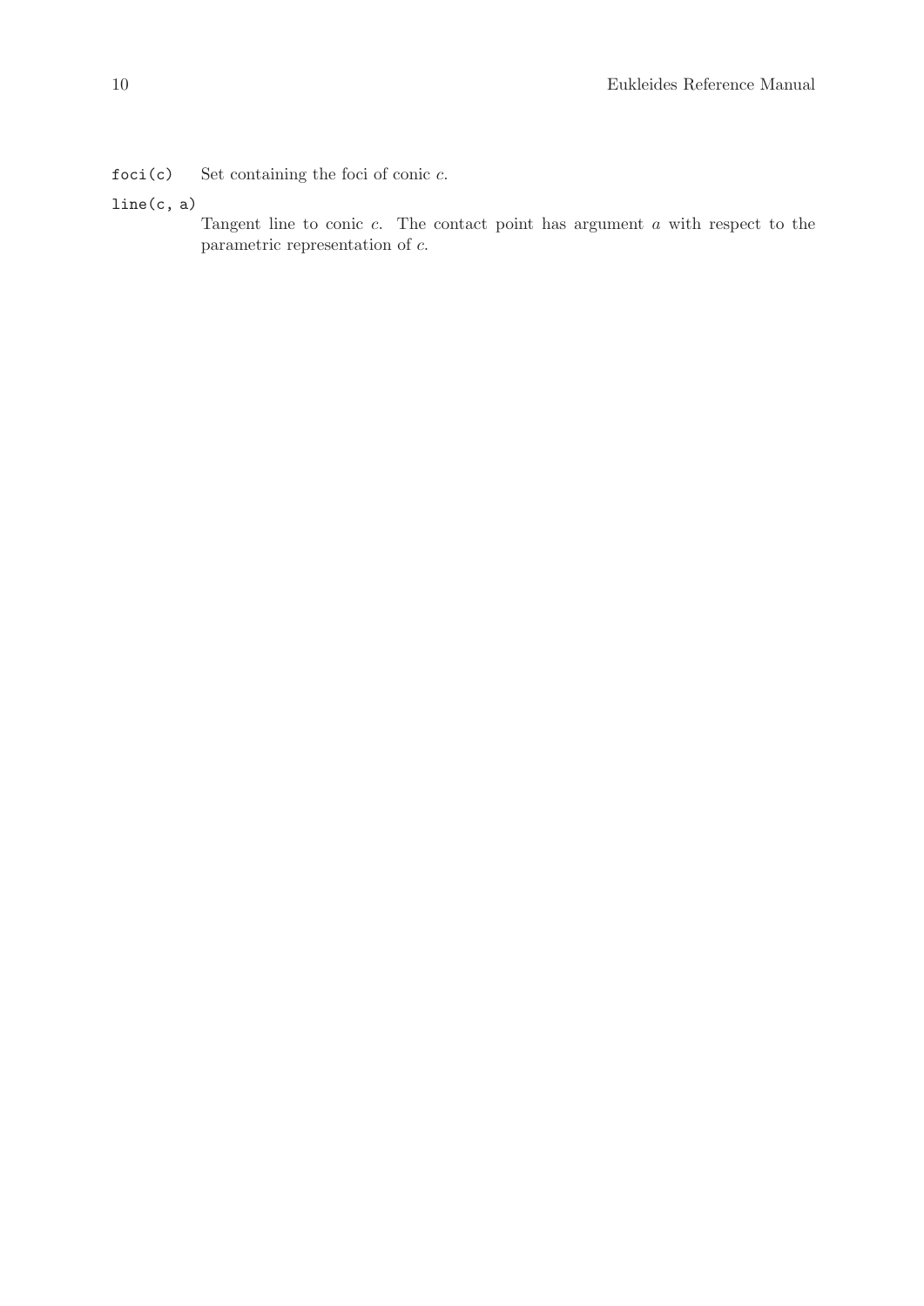`foci(c)` Set containing the foci of conic $c$.

`line(c, a)`
Tangent line to conic $c$. The contact point has argument $a$ with respect to the parametric representation of $c$.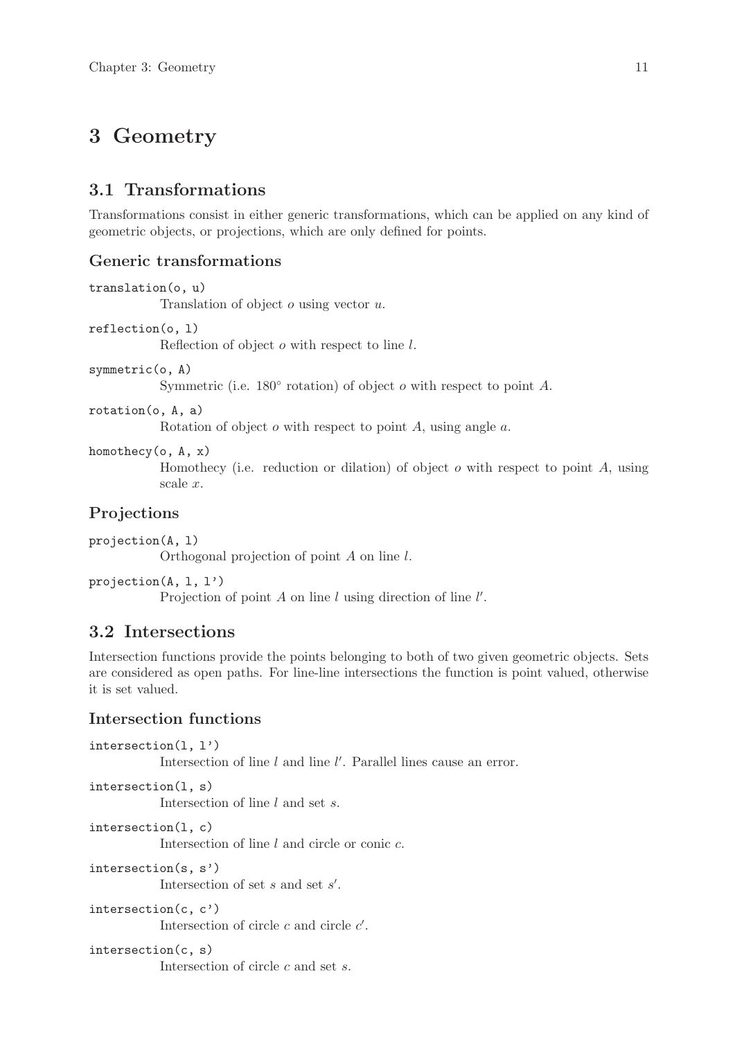# 3 Geometry

## 3.1 Transformations

Transformations consist in either generic transformations, which can be applied on any kind of geometric objects, or projections, which are only defined for points.

### Generic transformations

`translation(o, u)`
: Translation of object $o$ using vector $u$.

`reflection(o, l)`
: Reflection of object $o$ with respect to line $l$.

`symmetric(o, A)`
: Symmetric (i.e. 180° rotation) of object $o$ with respect to point $A$.

`rotation(o, A, a)`
: Rotation of object $o$ with respect to point $A$, using angle $a$.

`homothecy(o, A, x)`
: Homothecy (i.e. reduction or dilation) of object $o$ with respect to point $A$, using scale $x$.

### Projections

`projection(A, l)`
: Orthogonal projection of point $A$ on line $l$.

`projection(A, l, l')`
: Projection of point $A$ on line $l$ using direction of line $l'$.

## 3.2 Intersections

Intersection functions provide the points belonging to both of two given geometric objects. Sets are considered as open paths. For line-line intersections the function is point valued, otherwise it is set valued.

### Intersection functions

`intersection(l, l')`
: Intersection of line $l$ and line $l'$. Parallel lines cause an error.

`intersection(l, s)`
: Intersection of line $l$ and set $s$.

`intersection(l, c)`
: Intersection of line $l$ and circle or conic $c$.

`intersection(s, s')`
: Intersection of set $s$ and set $s'$.

`intersection(c, c')`
: Intersection of circle $c$ and circle $c'$.

`intersection(c, s)`
: Intersection of circle $c$ and set $s$.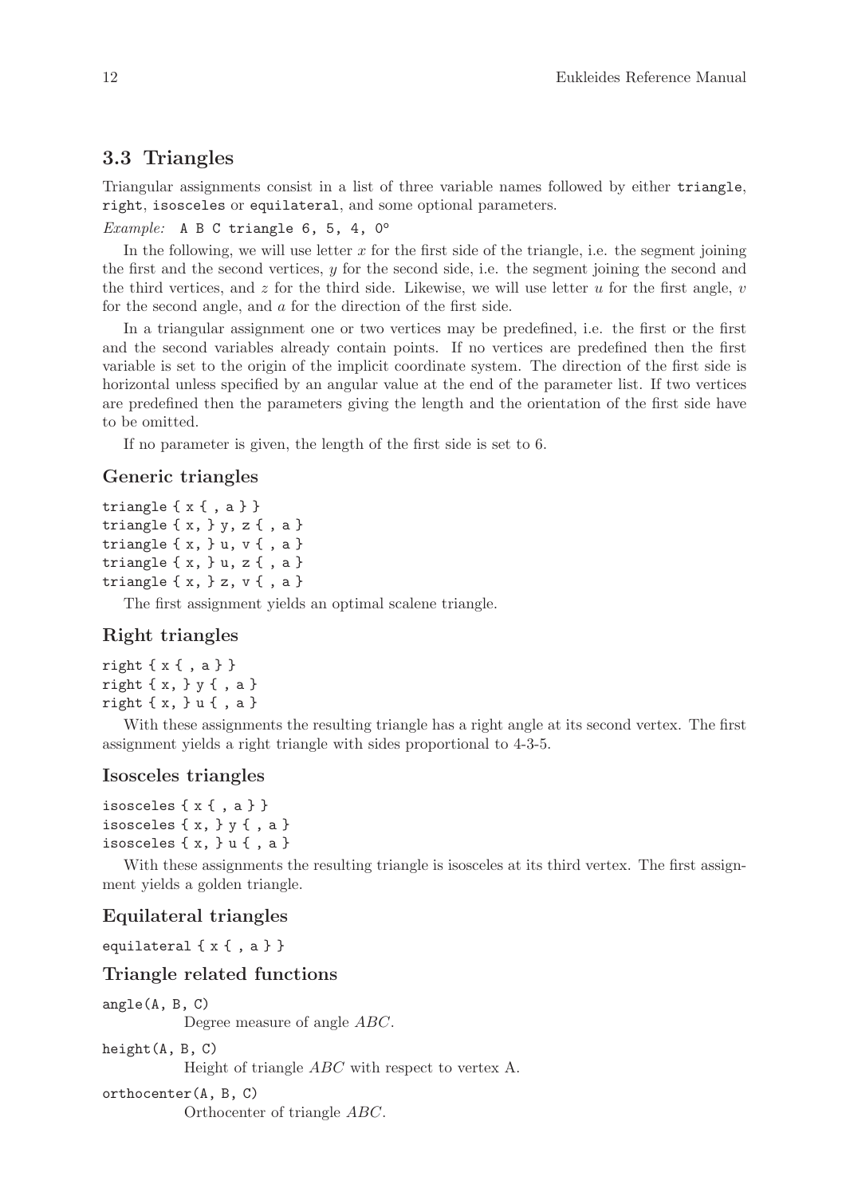## 3.3 Triangles

Triangular assignments consist in a list of three variable names followed by either `triangle`, `right`, `isosceles` or `equilateral`, and some optional parameters.

*Example:* `A B C triangle 6, 5, 4, 0°`

In the following, we will use letter $x$ for the first side of the triangle, i.e. the segment joining the first and the second vertices, $y$ for the second side, i.e. the segment joining the second and the third vertices, and $z$ for the third side. Likewise, we will use letter $u$ for the first angle, $v$ for the second angle, and $a$ for the direction of the first side.

In a triangular assignment one or two vertices may be predefined, i.e. the first or the first and the second variables already contain points. If no vertices are predefined then the first variable is set to the origin of the implicit coordinate system. The direction of the first side is horizontal unless specified by an angular value at the end of the parameter list. If two vertices are predefined then the parameters giving the length and the orientation of the first side have to be omitted.

If no parameter is given, the length of the first side is set to 6.

### Generic triangles

```
triangle { x { , a } }
triangle { x, } y, z { , a }
triangle { x, } u, v { , a }
triangle { x, } u, z { , a }
triangle { x, } z, v { , a }
```

The first assignment yields an optimal scalene triangle.

### Right triangles

```
right { x { , a } }
right { x, } y { , a }
right { x, } u { , a }
```

With these assignments the resulting triangle has a right angle at its second vertex. The first assignment yields a right triangle with sides proportional to 4-3-5.

### Isosceles triangles

```
isosceles { x { , a } }
isosceles { x, } y { , a }
isosceles { x, } u { , a }
```

With these assignments the resulting triangle is isosceles at its third vertex. The first assignment yields a golden triangle.

### Equilateral triangles

```
equilateral { x { , a } }
```

### Triangle related functions

`angle(A, B, C)`
: Degree measure of angle $ABC$.

`height(A, B, C)`
: Height of triangle $ABC$ with respect to vertex A.

`orthocenter(A, B, C)`
: Orthocenter of triangle $ABC$.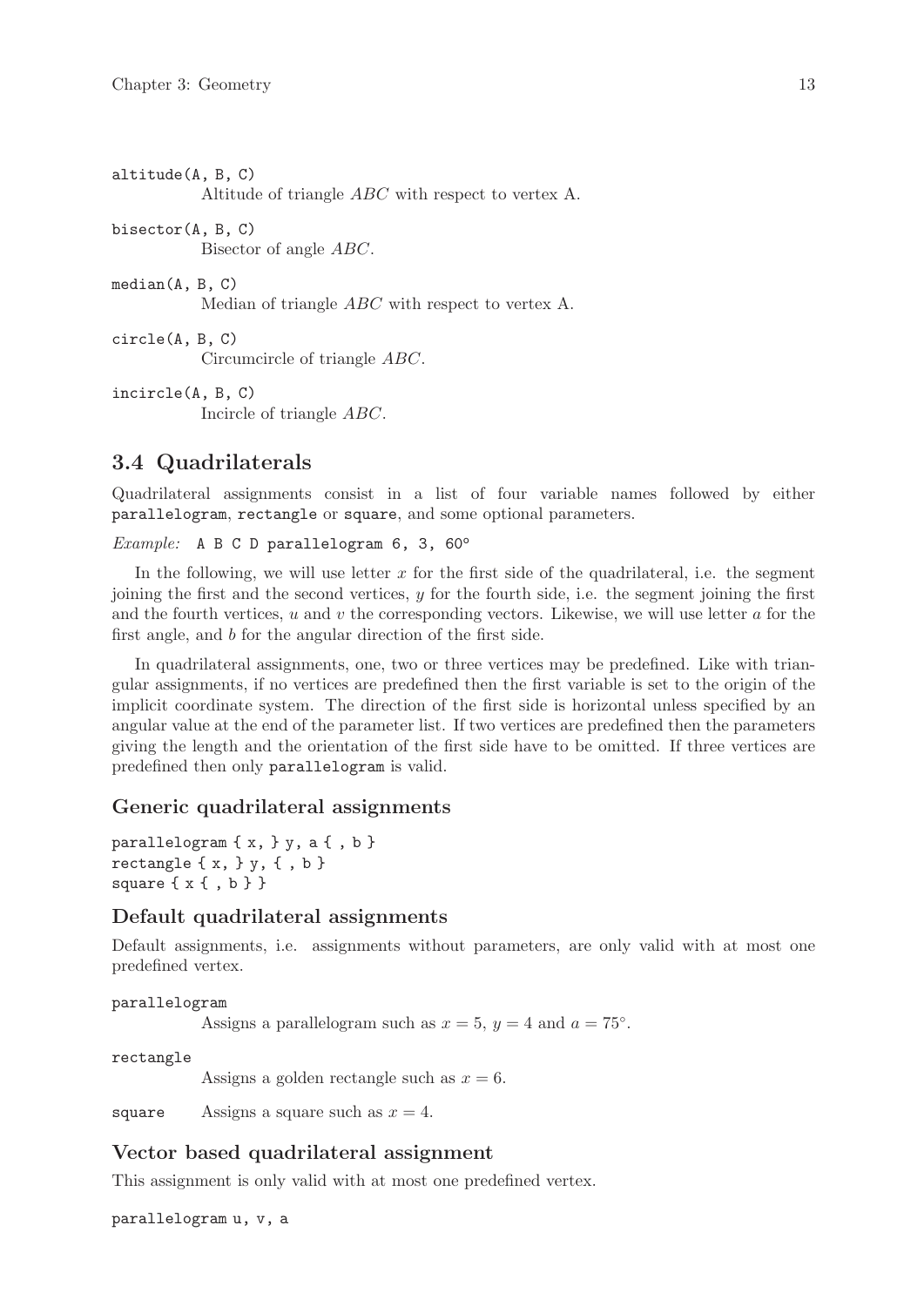`altitude(A, B, C)`
: Altitude of triangle $ABC$ with respect to vertex A.

`bisector(A, B, C)`
: Bisector of angle $ABC$.

`median(A, B, C)`
: Median of triangle $ABC$ with respect to vertex A.

`circle(A, B, C)`
: Circumcircle of triangle $ABC$.

`incircle(A, B, C)`
: Incircle of triangle $ABC$.

## 3.4 Quadrilaterals

Quadrilateral assignments consist in a list of four variable names followed by either `parallelogram`, `rectangle` or `square`, and some optional parameters.

*Example:* `A B C D parallelogram 6, 3, 60°`

In the following, we will use letter $x$ for the first side of the quadrilateral, i.e. the segment joining the first and the second vertices, $y$ for the fourth side, i.e. the segment joining the first and the fourth vertices, $u$ and $v$ the corresponding vectors. Likewise, we will use letter $a$ for the first angle, and $b$ for the angular direction of the first side.

In quadrilateral assignments, one, two or three vertices may be predefined. Like with triangular assignments, if no vertices are predefined then the first variable is set to the origin of the implicit coordinate system. The direction of the first side is horizontal unless specified by an angular value at the end of the parameter list. If two vertices are predefined then the parameters giving the length and the orientation of the first side have to be omitted. If three vertices are predefined then only `parallelogram` is valid.

### Generic quadrilateral assignments

```
parallelogram { x, } y, a { , b }
rectangle { x, } y, { , b }
square { x { , b } }
```

### Default quadrilateral assignments

Default assignments, i.e. assignments without parameters, are only valid with at most one predefined vertex.

`parallelogram`
: Assigns a parallelogram such as $x = 5$, $y = 4$ and $a = 75°$.

`rectangle`
: Assigns a golden rectangle such as $x = 6$.

`square`
: Assigns a square such as $x = 4$.

### Vector based quadrilateral assignment

This assignment is only valid with at most one predefined vertex.

`parallelogram u, v, a`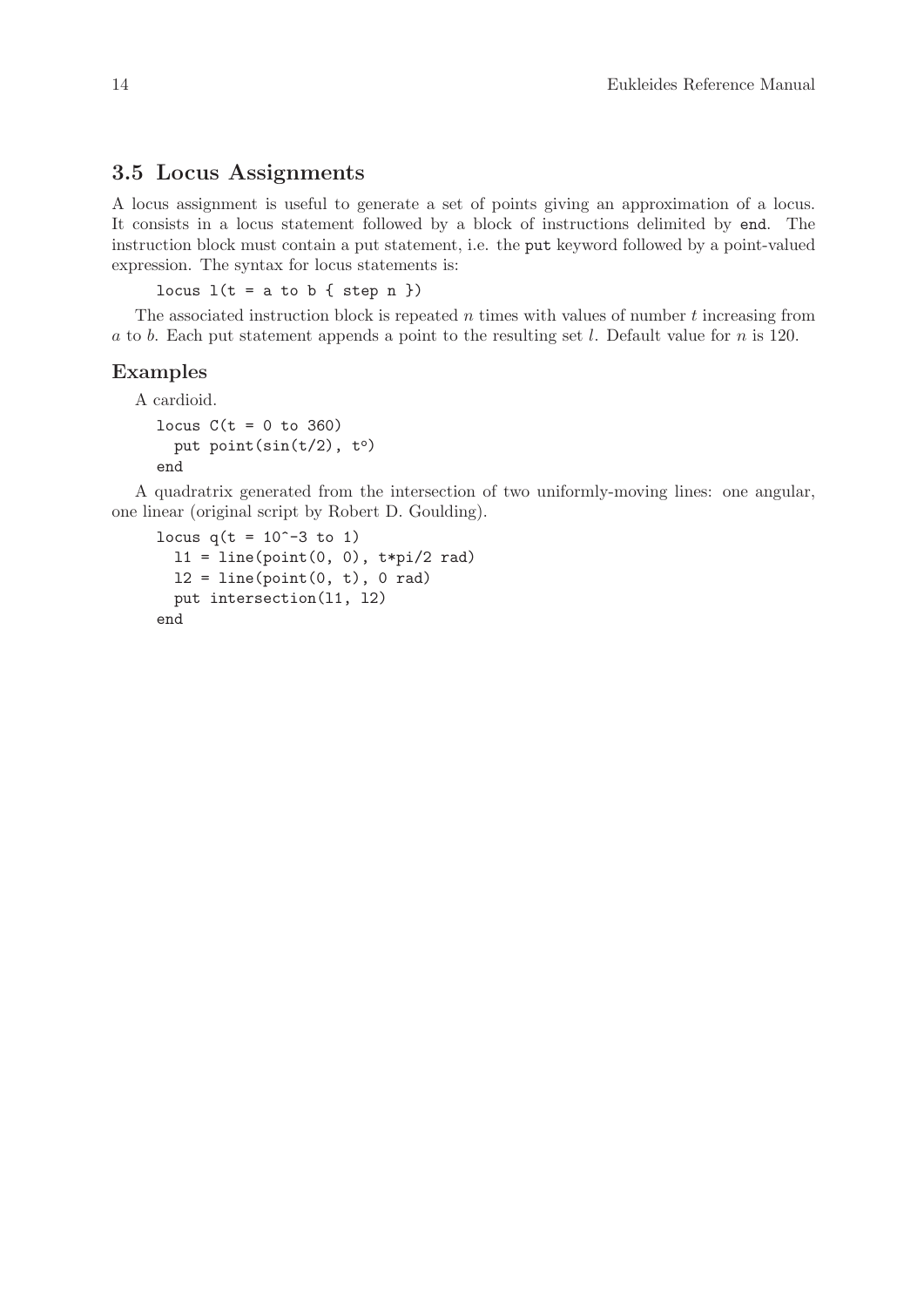## 3.5 Locus Assignments

A locus assignment is useful to generate a set of points giving an approximation of a locus. It consists in a locus statement followed by a block of instructions delimited by `end`. The instruction block must contain a put statement, i.e. the `put` keyword followed by a point-valued expression. The syntax for locus statements is:

```
locus l(t = a to b { step n })
```

The associated instruction block is repeated $n$ times with values of number $t$ increasing from $a$ to $b$. Each put statement appends a point to the resulting set $l$. Default value for $n$ is 120.

### Examples

A cardioid.

```
locus C(t = 0 to 360)
  put point(sin(t/2), t°)
end
```

A quadratrix generated from the intersection of two uniformly-moving lines: one angular, one linear (original script by Robert D. Goulding).

```
locus q(t = 10^-3 to 1)
  l1 = line(point(0, 0), t*pi/2 rad)
  l2 = line(point(0, t), 0 rad)
  put intersection(l1, l2)
end
```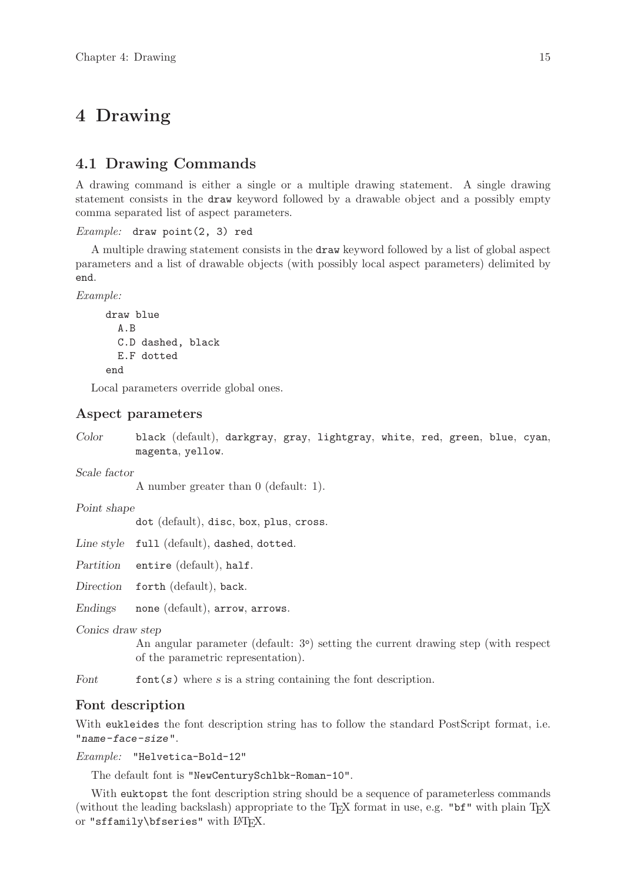# 4 Drawing

## 4.1 Drawing Commands

A drawing command is either a single or a multiple drawing statement. A single drawing statement consists in the `draw` keyword followed by a drawable object and a possibly empty comma separated list of aspect parameters.

*Example:* `draw point(2, 3) red`

A multiple drawing statement consists in the `draw` keyword followed by a list of global aspect parameters and a list of drawable objects (with possibly local aspect parameters) delimited by `end`.

*Example:*

```
draw blue
  A.B
  C.D dashed, black
  E.F dotted
end
```

Local parameters override global ones.

### Aspect parameters

*Color* `black` (default), `darkgray`, `gray`, `lightgray`, `white`, `red`, `green`, `blue`, `cyan`, `magenta`, `yellow`.

*Scale factor*
A number greater than 0 (default: 1).

*Point shape*
`dot` (default), `disc`, `box`, `plus`, `cross`.

*Line style* `full` (default), `dashed`, `dotted`.

*Partition* `entire` (default), `half`.

*Direction* `forth` (default), `back`.

*Endings* `none` (default), `arrow`, `arrows`.

*Conics draw step*
An angular parameter (default: 3°) setting the current drawing step (with respect of the parametric representation).

*Font* `font(s)` where *s* is a string containing the font description.

### Font description

With `eukleides` the font description string has to follow the standard PostScript format, i.e. `"name-face-size"`.

*Example:* `"Helvetica-Bold-12"`

The default font is `"NewCenturySchlbk-Roman-10"`.

With `euktopst` the font description string should be a sequence of parameterless commands (without the leading backslash) appropriate to the TEX format in use, e.g. `"bf"` with plain TEX or `"sffamily\bfseries"` with LATEX.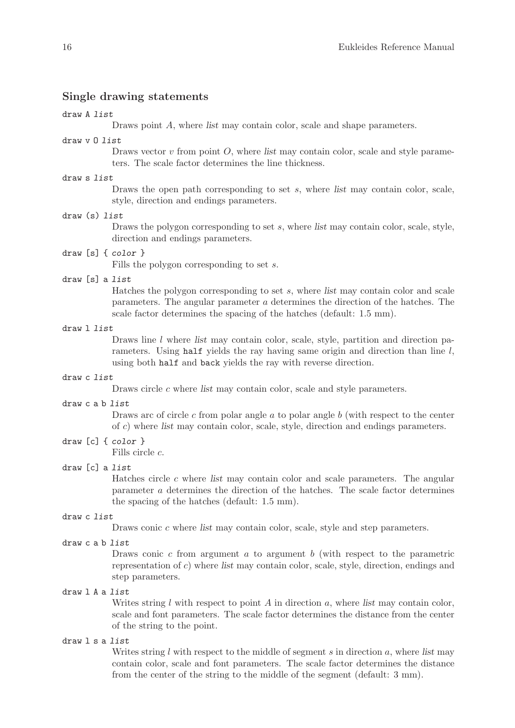### Single drawing statements

`draw A list`
: Draws point $A$, where *list* may contain color, scale and shape parameters.

`draw v O list`
: Draws vector $v$ from point $O$, where *list* may contain color, scale and style parameters. The scale factor determines the line thickness.

`draw s list`
: Draws the open path corresponding to set $s$, where *list* may contain color, scale, style, direction and endings parameters.

`draw (s) list`
: Draws the polygon corresponding to set $s$, where *list* may contain color, scale, style, direction and endings parameters.

`draw [s] { color }`
: Fills the polygon corresponding to set $s$.

`draw [s] a list`
: Hatches the polygon corresponding to set $s$, where *list* may contain color and scale parameters. The angular parameter $a$ determines the direction of the hatches. The scale factor determines the spacing of the hatches (default: 1.5 mm).

`draw l list`
: Draws line $l$ where *list* may contain color, scale, style, partition and direction parameters. Using `half` yields the ray having same origin and direction than line $l$, using both `half` and `back` yields the ray with reverse direction.

`draw c list`
: Draws circle $c$ where *list* may contain color, scale and style parameters.

`draw c a b list`
: Draws arc of circle $c$ from polar angle $a$ to polar angle $b$ (with respect to the center of $c$) where *list* may contain color, scale, style, direction and endings parameters.

`draw [c] { color }`
: Fills circle $c$.

`draw [c] a list`
: Hatches circle $c$ where *list* may contain color and scale parameters. The angular parameter $a$ determines the direction of the hatches. The scale factor determines the spacing of the hatches (default: 1.5 mm).

`draw c list`
: Draws conic $c$ where *list* may contain color, scale, style and step parameters.

`draw c a b list`
: Draws conic $c$ from argument $a$ to argument $b$ (with respect to the parametric representation of $c$) where *list* may contain color, scale, style, direction, endings and step parameters.

`draw l A a list`
: Writes string $l$ with respect to point $A$ in direction $a$, where *list* may contain color, scale and font parameters. The scale factor determines the distance from the center of the string to the point.

`draw l s a list`
: Writes string $l$ with respect to the middle of segment $s$ in direction $a$, where *list* may contain color, scale and font parameters. The scale factor determines the distance from the center of the string to the middle of the segment (default: 3 mm).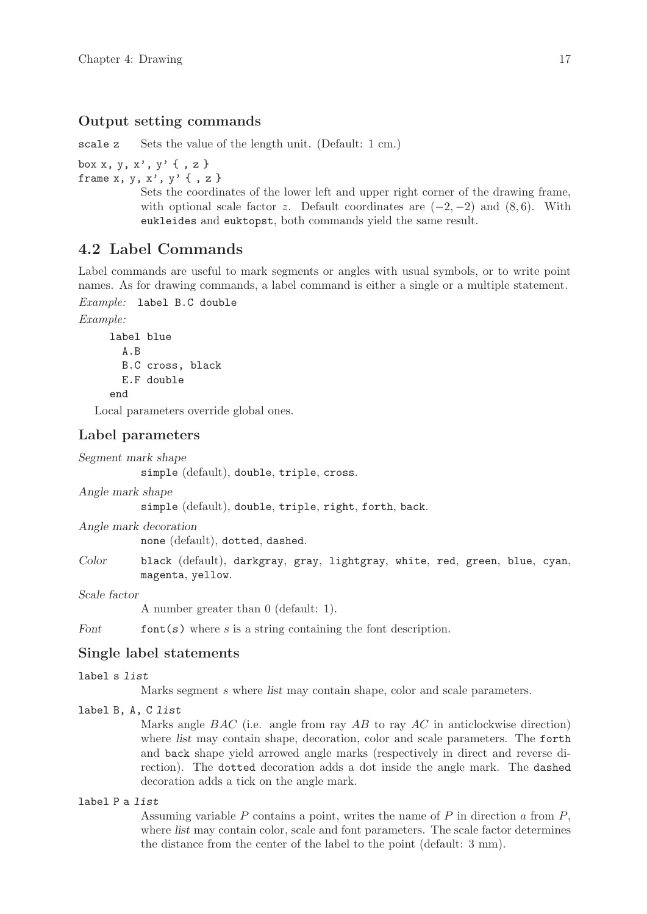### Output setting commands

`scale z` Sets the value of the length unit. (Default: 1 cm.)

`box x, y, x', y' { , z }`
`frame x, y, x', y' { , z }`

Sets the coordinates of the lower left and upper right corner of the drawing frame, with optional scale factor $z$. Default coordinates are $(-2, -2)$ and $(8, 6)$. With `eukleides` and `euktopst`, both commands yield the same result.

## 4.2 Label Commands

Label commands are useful to mark segments or angles with usual symbols, or to write point names. As for drawing commands, a label command is either a single or a multiple statement.

*Example:* `label B.C double`

*Example:*

```
label blue
  A.B
  B.C cross, black
  E.F double
end
```

Local parameters override global ones.

### Label parameters

*Segment mark shape*
`simple` (default), `double`, `triple`, `cross`.

*Angle mark shape*
`simple` (default), `double`, `triple`, `right`, `forth`, `back`.

*Angle mark decoration*
`none` (default), `dotted`, `dashed`.

*Color* `black` (default), `darkgray`, `gray`, `lightgray`, `white`, `red`, `green`, `blue`, `cyan`, `magenta`, `yellow`.

*Scale factor*
A number greater than 0 (default: 1).

*Font* `font(s)` where $s$ is a string containing the font description.

### Single label statements

`label s list`
Marks segment $s$ where *list* may contain shape, color and scale parameters.

`label B, A, C list`
Marks angle $BAC$ (i.e. angle from ray $AB$ to ray $AC$ in anticlockwise direction) where *list* may contain shape, decoration, color and scale parameters. The `forth` and `back` shape yield arrowed angle marks (respectively in direct and reverse direction). The `dotted` decoration adds a dot inside the angle mark. The `dashed` decoration adds a tick on the angle mark.

`label P a list`
Assuming variable $P$ contains a point, writes the name of $P$ in direction $a$ from $P$, where *list* may contain color, scale and font parameters. The scale factor determines the distance from the center of the label to the point (default: 3 mm).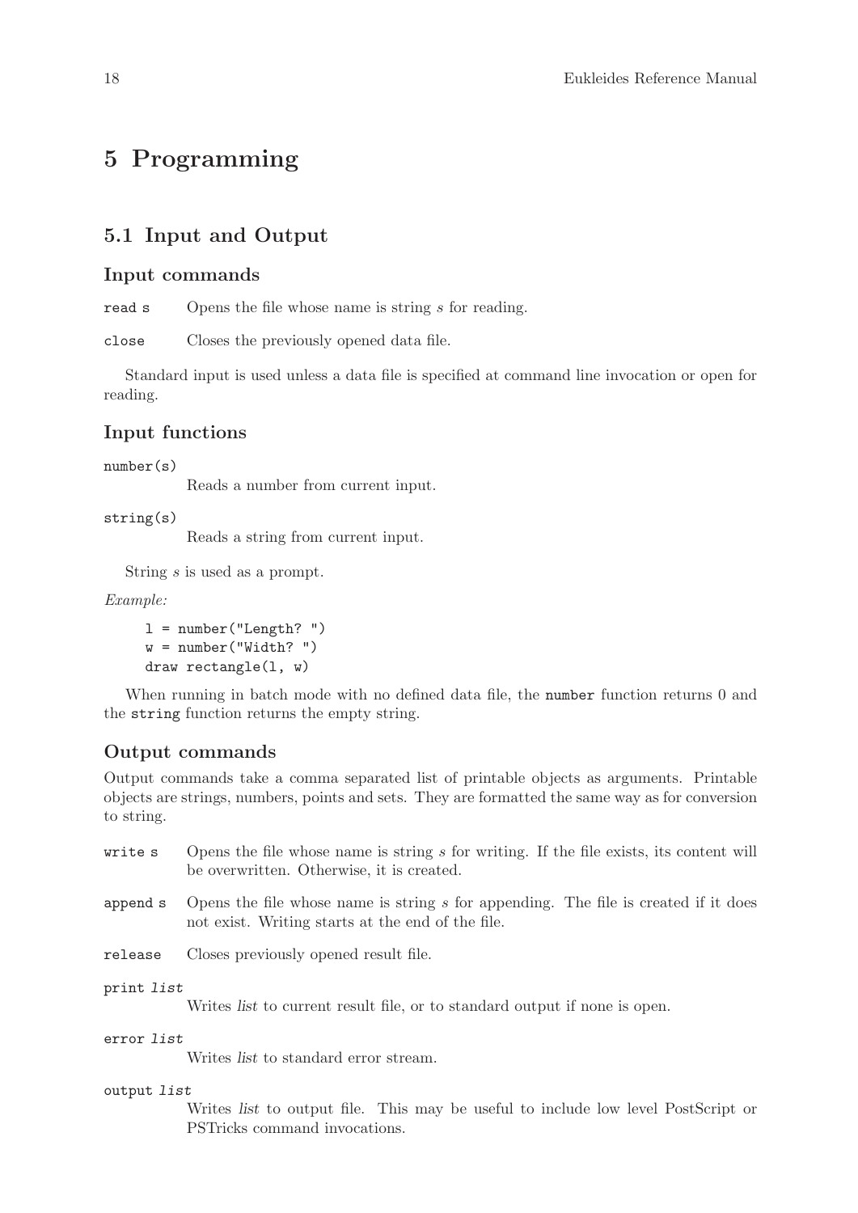# 5 Programming

## 5.1 Input and Output

### Input commands

`read s` Opens the file whose name is string *s* for reading.

`close` Closes the previously opened data file.

Standard input is used unless a data file is specified at command line invocation or open for reading.

### Input functions

`number(s)`
Reads a number from current input.

`string(s)`
Reads a string from current input.

String *s* is used as a prompt.

*Example:*

```
l = number("Length? ")
w = number("Width? ")
draw rectangle(l, w)
```

When running in batch mode with no defined data file, the `number` function returns 0 and the `string` function returns the empty string.

### Output commands

Output commands take a comma separated list of printable objects as arguments. Printable objects are strings, numbers, points and sets. They are formatted the same way as for conversion to string.

`write s` Opens the file whose name is string *s* for writing. If the file exists, its content will be overwritten. Otherwise, it is created.

`append s` Opens the file whose name is string *s* for appending. The file is created if it does not exist. Writing starts at the end of the file.

`release` Closes previously opened result file.

`print` *list*
Writes *list* to current result file, or to standard output if none is open.

`error` *list*
Writes *list* to standard error stream.

`output` *list*
Writes *list* to output file. This may be useful to include low level PostScript or PSTricks command invocations.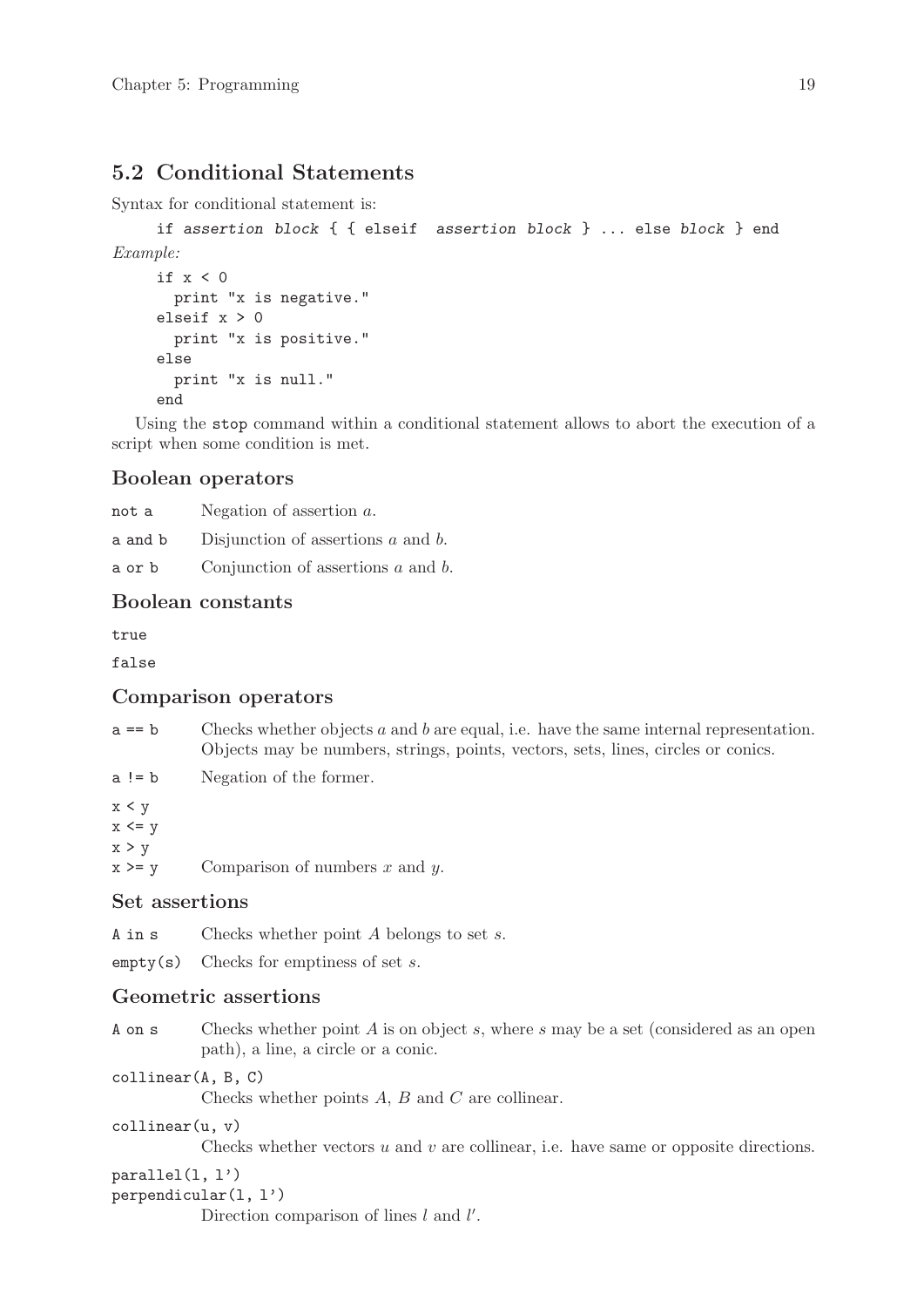## 5.2 Conditional Statements

Syntax for conditional statement is:

```
if assertion block { { elseif  assertion block } ... else block } end
```

*Example:*

```
if x < 0
  print "x is negative."
elseif x > 0
  print "x is positive."
else
  print "x is null."
end
```

Using the `stop` command within a conditional statement allows to abort the execution of a script when some condition is met.

### Boolean operators

`not a` Negation of assertion $a$.

`a and b` Disjunction of assertions $a$ and $b$.

`a or b` Conjunction of assertions $a$ and $b$.

### Boolean constants

`true`

`false`

### Comparison operators

`a == b` Checks whether objects $a$ and $b$ are equal, i.e. have the same internal representation. Objects may be numbers, strings, points, vectors, sets, lines, circles or conics.

`a != b` Negation of the former.

`x < y`
`x <= y`
`x > y`
`x >= y` Comparison of numbers $x$ and $y$.

### Set assertions

`A in s` Checks whether point $A$ belongs to set $s$.

`empty(s)` Checks for emptiness of set $s$.

### Geometric assertions

`A on s` Checks whether point $A$ is on object $s$, where $s$ may be a set (considered as an open path), a line, a circle or a conic.

`collinear(A, B, C)`
Checks whether points $A$, $B$ and $C$ are collinear.

`collinear(u, v)`
Checks whether vectors $u$ and $v$ are collinear, i.e. have same or opposite directions.

`parallel(l, l')`
`perpendicular(l, l')`
Direction comparison of lines $l$ and $l'$.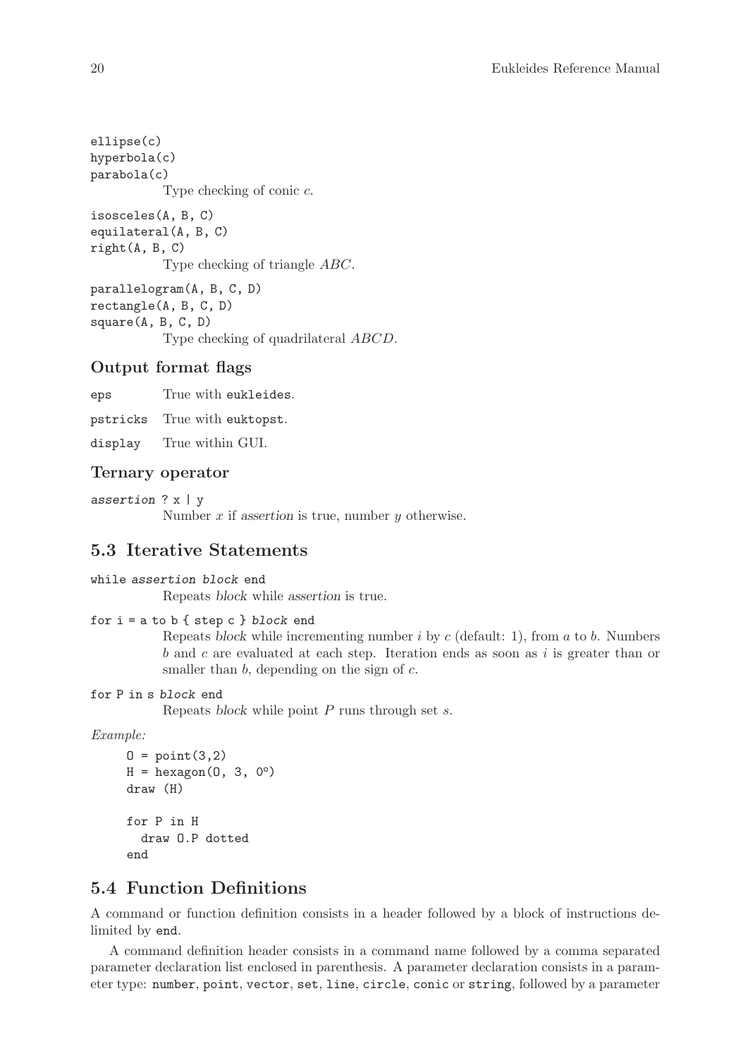`ellipse(c)`
`hyperbola(c)`
`parabola(c)`
Type checking of conic $c$.

`isosceles(A, B, C)`
`equilateral(A, B, C)`
`right(A, B, C)`
Type checking of triangle $ABC$.

`parallelogram(A, B, C, D)`
`rectangle(A, B, C, D)`
`square(A, B, C, D)`
Type checking of quadrilateral $ABCD$.

### Output format flags

`eps` True with `eukleides`.

`pstricks` True with `euktopst`.

`display` True within GUI.

### Ternary operator

*`assertion`* `? x | y`
Number $x$ if *assertion* is true, number $y$ otherwise.

## 5.3 Iterative Statements

`while` *`assertion block`* `end`
Repeats *block* while *assertion* is true.

`for i = a to b { step c }` *`block`* `end`
Repeats *block* while incrementing number $i$ by $c$ (default: 1), from $a$ to $b$. Numbers $b$ and $c$ are evaluated at each step. Iteration ends as soon as $i$ is greater than or smaller than $b$, depending on the sign of $c$.

`for P in s` *`block`* `end`
Repeats *block* while point $P$ runs through set $s$.

*Example:*

```
O = point(3,2)
H = hexagon(O, 3, 0°)
draw (H)

for P in H
  draw O.P dotted
end
```

## 5.4 Function Definitions

A command or function definition consists in a header followed by a block of instructions delimited by `end`.

A command definition header consists in a command name followed by a comma separated parameter declaration list enclosed in parenthesis. A parameter declaration consists in a parameter type: `number`, `point`, `vector`, `set`, `line`, `circle`, `conic` or `string`, followed by a parameter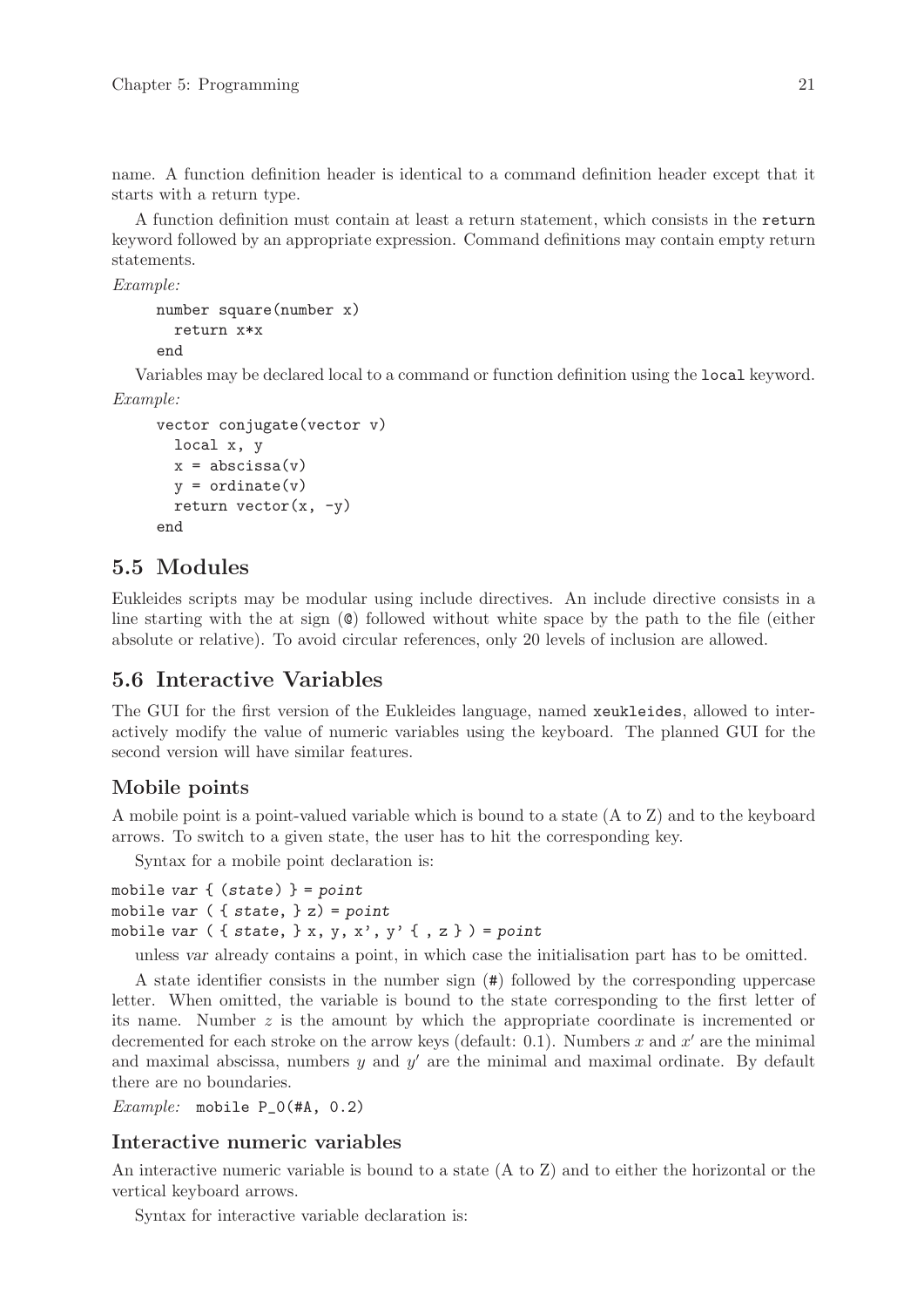name. A function definition header is identical to a command definition header except that it starts with a return type.

A function definition must contain at least a return statement, which consists in the `return` keyword followed by an appropriate expression. Command definitions may contain empty return statements.

*Example:*

```
number square(number x)
  return x*x
end
```

Variables may be declared local to a command or function definition using the `local` keyword.

*Example:*

```
vector conjugate(vector v)
  local x, y
  x = abscissa(v)
  y = ordinate(v)
  return vector(x, -y)
end
```

## 5.5 Modules

Eukleides scripts may be modular using include directives. An include directive consists in a line starting with the at sign (`@`) followed without white space by the path to the file (either absolute or relative). To avoid circular references, only 20 levels of inclusion are allowed.

## 5.6 Interactive Variables

The GUI for the first version of the Eukleides language, named `xeukleides`, allowed to interactively modify the value of numeric variables using the keyboard. The planned GUI for the second version will have similar features.

### Mobile points

A mobile point is a point-valued variable which is bound to a state (A to Z) and to the keyboard arrows. To switch to a given state, the user has to hit the corresponding key.

Syntax for a mobile point declaration is:

```
mobile var { (state) } = point
mobile var ( { state, } z) = point
mobile var ( { state, } x, y, x', y' { , z } ) = point
```

unless *var* already contains a point, in which case the initialisation part has to be omitted.

A state identifier consists in the number sign (`#`) followed by the corresponding uppercase letter. When omitted, the variable is bound to the state corresponding to the first letter of its name. Number $z$ is the amount by which the appropriate coordinate is incremented or decremented for each stroke on the arrow keys (default: 0.1). Numbers $x$ and $x'$ are the minimal and maximal abscissa, numbers $y$ and $y'$ are the minimal and maximal ordinate. By default there are no boundaries.

*Example:* `mobile P_0(#A, 0.2)`

### Interactive numeric variables

An interactive numeric variable is bound to a state (A to Z) and to either the horizontal or the vertical keyboard arrows.

Syntax for interactive variable declaration is: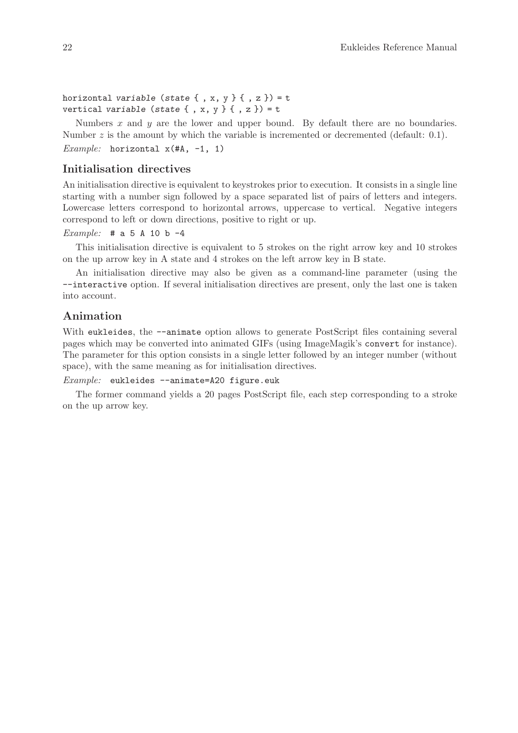```
horizontal variable (state { , x, y } { , z }) = t
vertical variable (state { , x, y } { , z }) = t
```

Numbers $x$ and $y$ are the lower and upper bound. By default there are no boundaries. Number $z$ is the amount by which the variable is incremented or decremented (default: 0.1).

*Example:* `horizontal x(#A, -1, 1)`

## Initialisation directives

An initialisation directive is equivalent to keystrokes prior to execution. It consists in a single line starting with a number sign followed by a space separated list of pairs of letters and integers. Lowercase letters correspond to horizontal arrows, uppercase to vertical. Negative integers correspond to left or down directions, positive to right or up.

*Example:* `# a 5 A 10 b -4`

This initialisation directive is equivalent to 5 strokes on the right arrow key and 10 strokes on the up arrow key in A state and 4 strokes on the left arrow key in B state.

An initialisation directive may also be given as a command-line parameter (using the `--interactive` option. If several initialisation directives are present, only the last one is taken into account.

## Animation

With `eukleides`, the `--animate` option allows to generate PostScript files containing several pages which may be converted into animated GIFs (using ImageMagik's `convert` for instance). The parameter for this option consists in a single letter followed by an integer number (without space), with the same meaning as for initialisation directives.

*Example:* `eukleides --animate=A20 figure.euk`

The former command yields a 20 pages PostScript file, each step corresponding to a stroke on the up arrow key.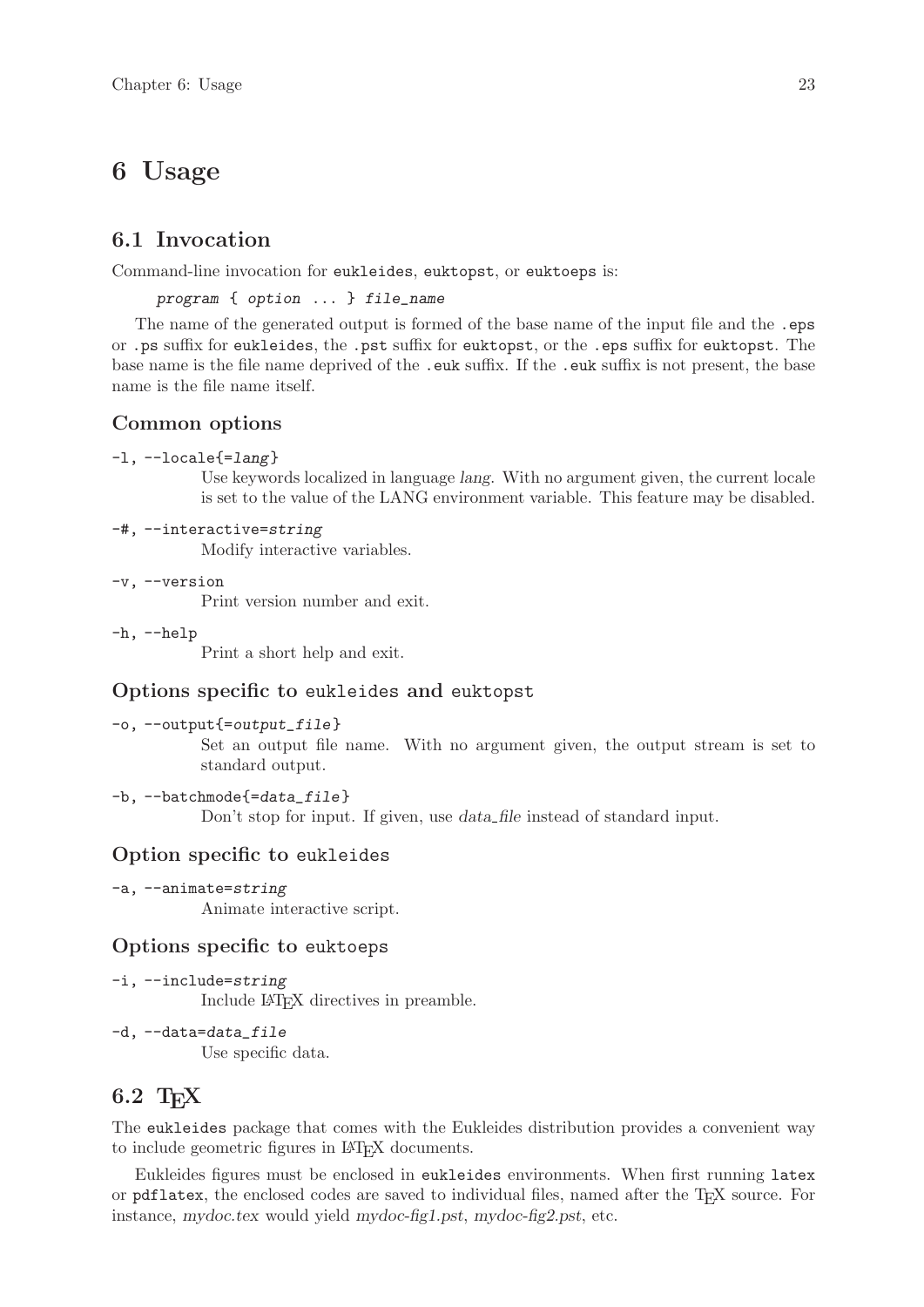# 6 Usage

## 6.1 Invocation

Command-line invocation for `eukleides`, `euktopst`, or `euktoeps` is:

```
program { option ... } file_name
```

The name of the generated output is formed of the base name of the input file and the `.eps` or `.ps` suffix for `eukleides`, the `.pst` suffix for `euktopst`, or the `.eps` suffix for `euktopst`. The base name is the file name deprived of the `.euk` suffix. If the `.euk` suffix is not present, the base name is the file name itself.

### Common options

`-l, --locale{=lang}`
: Use keywords localized in language *lang*. With no argument given, the current locale is set to the value of the LANG environment variable. This feature may be disabled.

`-#, --interactive=string`
: Modify interactive variables.

`-v, --version`
: Print version number and exit.

`-h, --help`
: Print a short help and exit.

### Options specific to `eukleides` and `euktopst`

`-o, --output{=output_file}`
: Set an output file name. With no argument given, the output stream is set to standard output.

`-b, --batchmode{=data_file}`
: Don't stop for input. If given, use *data_file* instead of standard input.

### Option specific to `eukleides`

`-a, --animate=string`
: Animate interactive script.

### Options specific to `euktoeps`

`-i, --include=string`
: Include LaTeX directives in preamble.

`-d, --data=data_file`
: Use specific data.

## 6.2 TeX

The `eukleides` package that comes with the Eukleides distribution provides a convenient way to include geometric figures in LaTeX documents.

Eukleides figures must be enclosed in `eukleides` environments. When first running `latex` or `pdflatex`, the enclosed codes are saved to individual files, named after the TeX source. For instance, *mydoc.tex* would yield *mydoc-fig1.pst*, *mydoc-fig2.pst*, etc.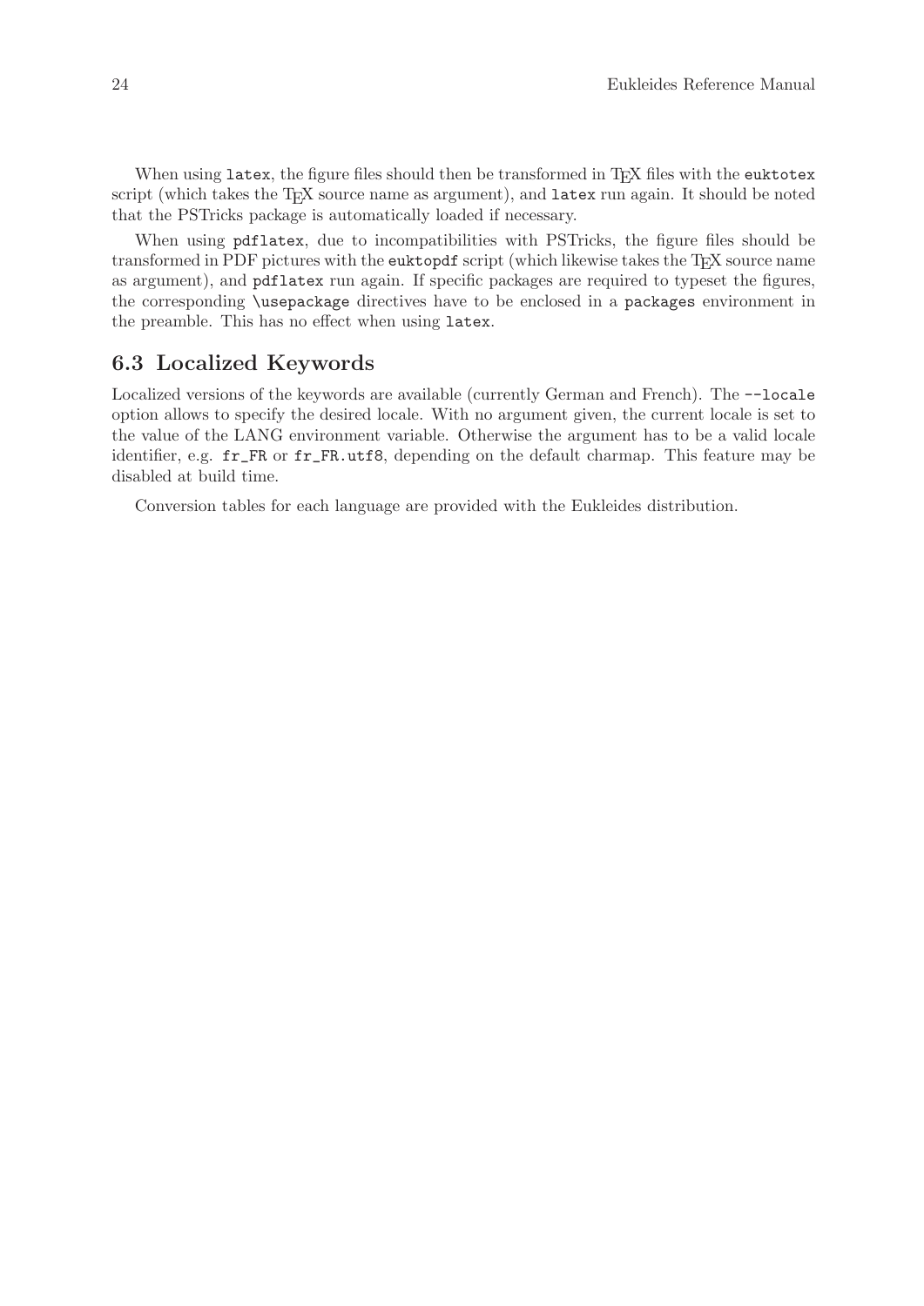When using `latex`, the figure files should then be transformed in TEX files with the `euktotex` script (which takes the TEX source name as argument), and `latex` run again. It should be noted that the PSTricks package is automatically loaded if necessary.

When using `pdflatex`, due to incompatibilities with PSTricks, the figure files should be transformed in PDF pictures with the `euktopdf` script (which likewise takes the TEX source name as argument), and `pdflatex` run again. If specific packages are required to typeset the figures, the corresponding `\usepackage` directives have to be enclosed in a `packages` environment in the preamble. This has no effect when using `latex`.

## 6.3 Localized Keywords

Localized versions of the keywords are available (currently German and French). The `--locale` option allows to specify the desired locale. With no argument given, the current locale is set to the value of the LANG environment variable. Otherwise the argument has to be a valid locale identifier, e.g. `fr_FR` or `fr_FR.utf8`, depending on the default charmap. This feature may be disabled at build time.

Conversion tables for each language are provided with the Eukleides distribution.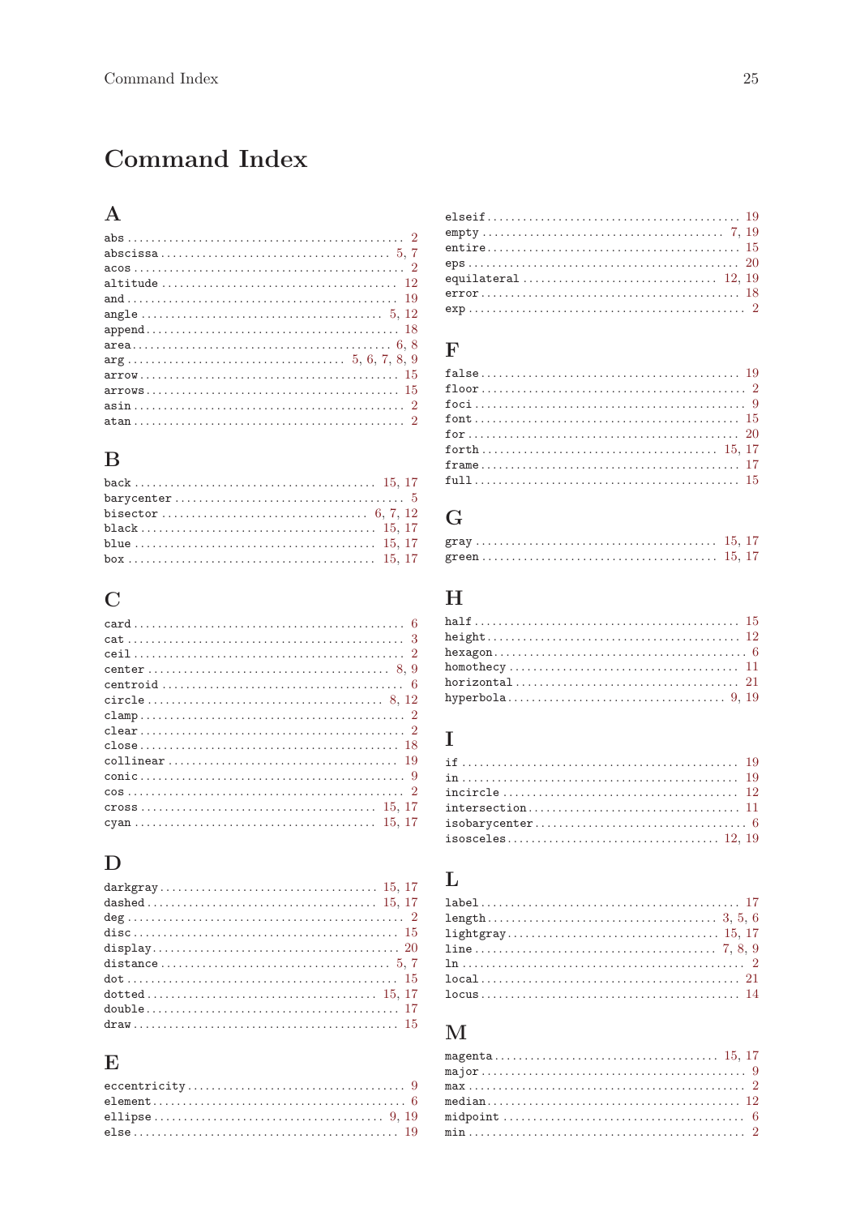# Command Index

## A

- `abs` 2
- `abscissa` 5, 7
- `acos` 2
- `altitude` 12
- `and` 19
- `angle` 5, 12
- `append` 18
- `area` 6, 8
- `arg` 5, 6, 7, 8, 9
- `arrow` 15
- `arrows` 15
- `asin` 2
- `atan` 2

## B

- `back` 15, 17
- `barycenter` 5
- `bisector` 6, 7, 12
- `black` 15, 17
- `blue` 15, 17
- `box` 15, 17

## C

- `card` 6
- `cat` 3
- `ceil` 2
- `center` 8, 9
- `centroid` 6
- `circle` 8, 12
- `clamp` 2
- `clear` 2
- `close` 18
- `collinear` 19
- `conic` 9
- `cos` 2
- `cross` 15, 17
- `cyan` 15, 17

## D

- `darkgray` 15, 17
- `dashed` 15, 17
- `deg` 2
- `disc` 15
- `display` 20
- `distance` 5, 7
- `dot` 15
- `dotted` 15, 17
- `double` 17
- `draw` 15

## E

- `eccentricity` 9
- `element` 6
- `ellipse` 9, 19
- `else` 19
- `elseif` 19
- `empty` 7, 19
- `entire` 15
- `eps` 20
- `equilateral` 12, 19
- `error` 18
- `exp` 2

## F

- `false` 19
- `floor` 2
- `foci` 9
- `font` 15
- `for` 20
- `forth` 15, 17
- `frame` 17
- `full` 15

## G

- `gray` 15, 17
- `green` 15, 17

## H

- `half` 15
- `height` 12
- `hexagon` 6
- `homothecy` 11
- `horizontal` 21
- `hyperbola` 9, 19

## I

- `if` 19
- `in` 19
- `incircle` 12
- `intersection` 11
- `isobarycenter` 6
- `isosceles` 12, 19

## L

- `label` 17
- `length` 3, 5, 6
- `lightgray` 15, 17
- `line` 7, 8, 9
- `ln` 2
- `local` 21
- `locus` 14

## M

- `magenta` 15, 17
- `major` 9
- `max` 2
- `median` 12
- `midpoint` 6
- `min` 2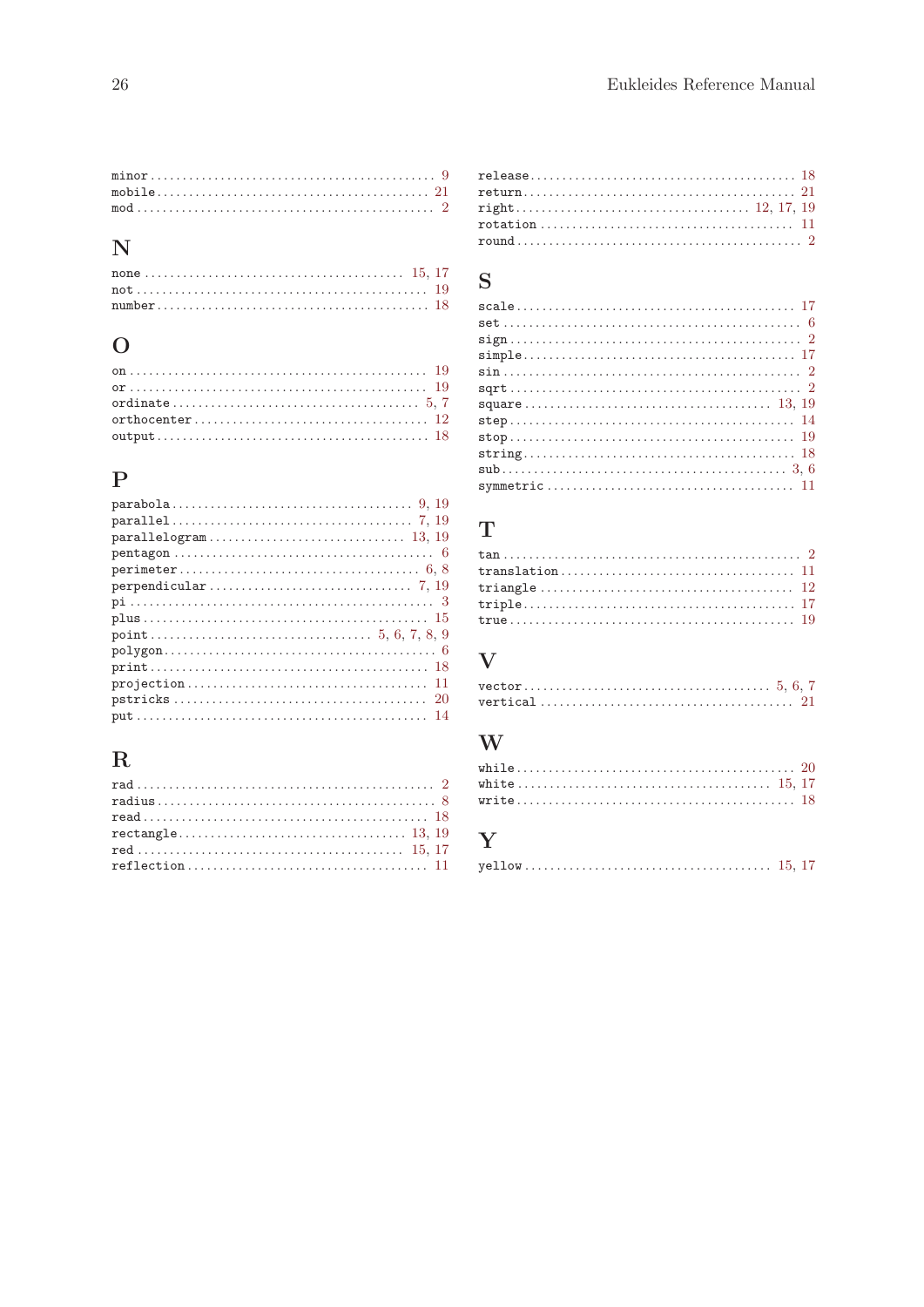`minor` . . . . . 9
`mobile` . . . . . 21
`mod` . . . . . 2

## N

`none` . . . . . 15, 17
`not` . . . . . 19
`number` . . . . . 18

## O

`on` . . . . . 19
`or` . . . . . 19
`ordinate` . . . . . 5, 7
`orthocenter` . . . . . 12
`output` . . . . . 18

## P

`parabola` . . . . . 9, 19
`parallel` . . . . . 7, 19
`parallelogram` . . . . . 13, 19
`pentagon` . . . . . 6
`perimeter` . . . . . 6, 8
`perpendicular` . . . . . 7, 19
`pi` . . . . . 3
`plus` . . . . . 15
`point` . . . . . 5, 6, 7, 8, 9
`polygon` . . . . . 6
`print` . . . . . 18
`projection` . . . . . 11
`pstricks` . . . . . 20
`put` . . . . . 14

## R

`rad` . . . . . 2
`radius` . . . . . 8
`read` . . . . . 18
`rectangle` . . . . . 13, 19
`red` . . . . . 15, 17
`reflection` . . . . . 11
`release` . . . . . 18
`return` . . . . . 21
`right` . . . . . 12, 17, 19
`rotation` . . . . . 11
`round` . . . . . 2

## S

`scale` . . . . . 17
`set` . . . . . 6
`sign` . . . . . 2
`simple` . . . . . 17
`sin` . . . . . 2
`sqrt` . . . . . 2
`square` . . . . . 13, 19
`step` . . . . . 14
`stop` . . . . . 19
`string` . . . . . 18
`sub` . . . . . 3, 6
`symmetric` . . . . . 11

## T

`tan` . . . . . 2
`translation` . . . . . 11
`triangle` . . . . . 12
`triple` . . . . . 17
`true` . . . . . 19

## V

`vector` . . . . . 5, 6, 7
`vertical` . . . . . 21

## W

`while` . . . . . 20
`white` . . . . . 15, 17
`write` . . . . . 18

## Y

`yellow` . . . . . 15, 17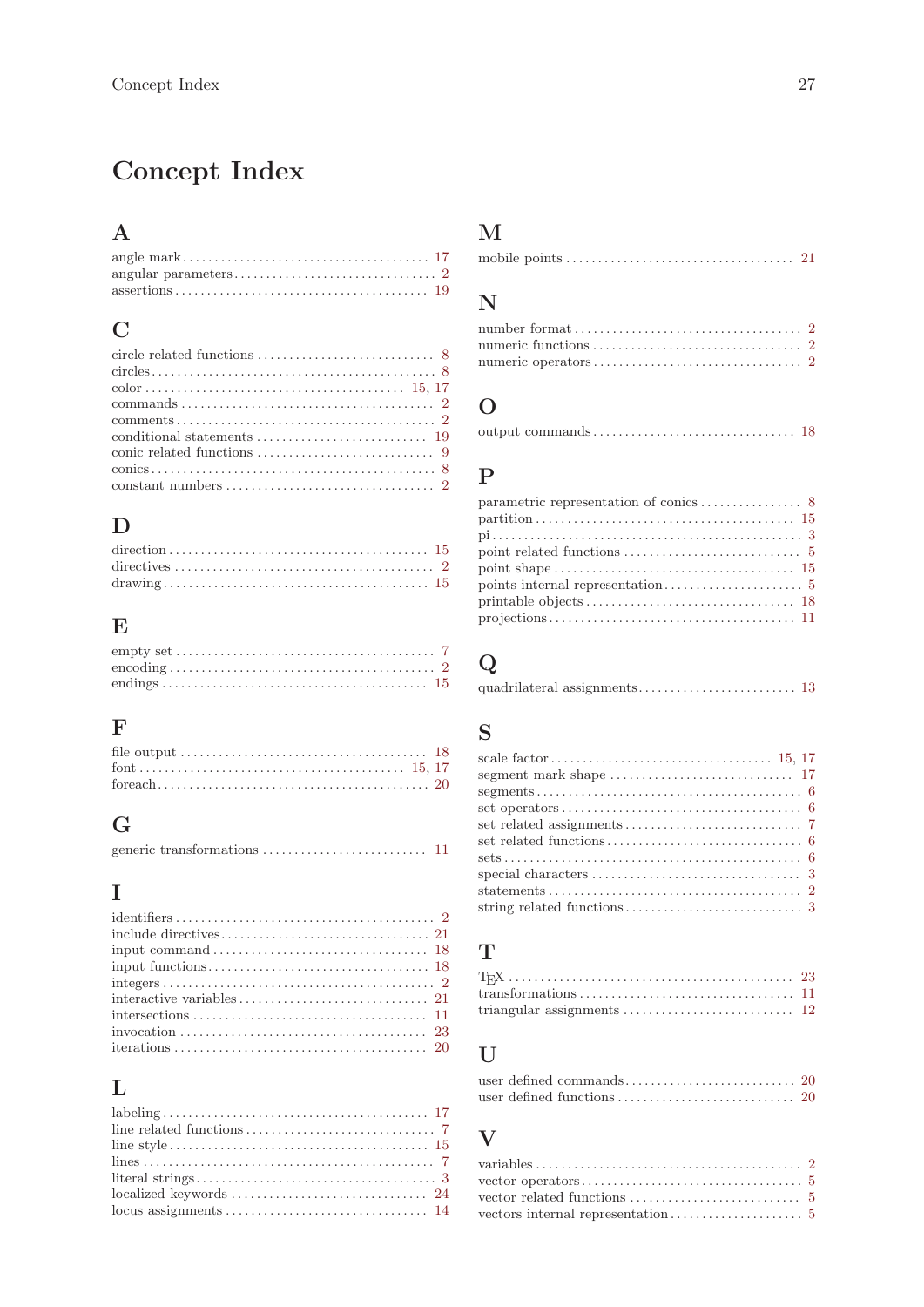# Concept Index

## A

angle mark .......... 17
angular parameters .......... 2
assertions .......... 19

## C

circle related functions .......... 8
circles .......... 8
color .......... 15, 17
commands .......... 2
comments .......... 2
conditional statements .......... 19
conic related functions .......... 9
conics .......... 8
constant numbers .......... 2

## D

direction .......... 15
directives .......... 2
drawing .......... 15

## E

empty set .......... 7
encoding .......... 2
endings .......... 15

## F

file output .......... 18
font .......... 15, 17
foreach .......... 20

## G

generic transformations .......... 11

## I

identifiers .......... 2
include directives .......... 21
input command .......... 18
input functions .......... 18
integers .......... 2
interactive variables .......... 21
intersections .......... 11
invocation .......... 23
iterations .......... 20

## L

labeling .......... 17
line related functions .......... 7
line style .......... 15
lines .......... 7
literal strings .......... 3
localized keywords .......... 24
locus assignments .......... 14

## M

mobile points .......... 21

## N

number format .......... 2
numeric functions .......... 2
numeric operators .......... 2

## O

output commands .......... 18

## P

parametric representation of conics .......... 8
partition .......... 15
pi .......... 3
point related functions .......... 5
point shape .......... 15
points internal representation .......... 5
printable objects .......... 18
projections .......... 11

## Q

quadrilateral assignments .......... 13

## S

scale factor .......... 15, 17
segment mark shape .......... 17
segments .......... 6
set operators .......... 6
set related assignments .......... 7
set related functions .......... 6
sets .......... 6
special characters .......... 3
statements .......... 2
string related functions .......... 3

## T

TEX .......... 23
transformations .......... 11
triangular assignments .......... 12

## U

user defined commands .......... 20
user defined functions .......... 20

## V

variables .......... 2
vector operators .......... 5
vector related functions .......... 5
vectors internal representation .......... 5